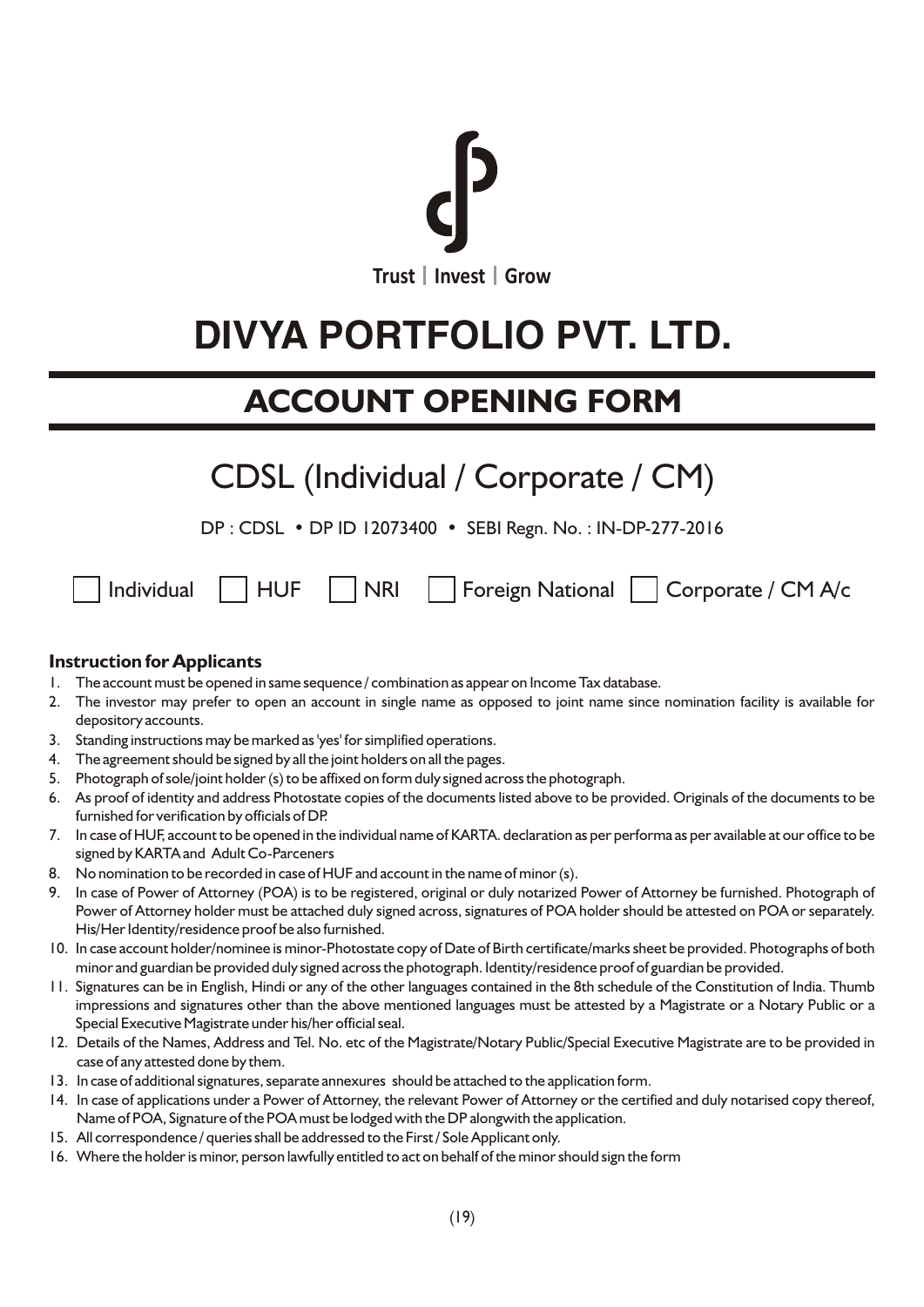Trust | Invest | Grow

# DIVYA PORTFOLIO PVT. LTD.

## ACCOUNT OPENING FORM

## CDSL (Individual / Corporate / CM)

DP : CDSL • DP ID 12073400 • SEBI Regn. No. : IN-DP-277-2016

☐ Individual ☐ HUF ☐ NRI ☐ Foreign National ☐ Corporate / CM A/c

### Instruction for Applicants

1. The account must be opened in same sequence / combination as appear on Income Tax database.
2. The investor may prefer to open an account in single name as opposed to joint name since nomination facility is available for depository accounts.
3. Standing instructions may be marked as 'yes' for simplified operations.
4. The agreement should be signed by all the joint holders on all the pages.
5. Photograph of sole/joint holder (s) to be affixed on form duly signed across the photograph.
6. As proof of identity and address Photostate copies of the documents listed above to be provided. Originals of the documents to be furnished for verification by officials of DP.
7. In case of HUF, account to be opened in the individual name of KARTA. declaration as per performa as per available at our office to be signed by KARTA and Adult Co-Parceners
8. No nomination to be recorded in case of HUF and account in the name of minor (s).
9. In case of Power of Attorney (POA) is to be registered, original or duly notarized Power of Attorney be furnished. Photograph of Power of Attorney holder must be attached duly signed across, signatures of POA holder should be attested on POA or separately. His/Her Identity/residence proof be also furnished.
10. In case account holder/nominee is minor-Photostate copy of Date of Birth certificate/marks sheet be provided. Photographs of both minor and guardian be provided duly signed across the photograph. Identity/residence proof of guardian be provided.
11. Signatures can be in English, Hindi or any of the other languages contained in the 8th schedule of the Constitution of India. Thumb impressions and signatures other than the above mentioned languages must be attested by a Magistrate or a Notary Public or a Special Executive Magistrate under his/her official seal.
12. Details of the Names, Address and Tel. No. etc of the Magistrate/Notary Public/Special Executive Magistrate are to be provided in case of any attested done by them.
13. In case of additional signatures, separate annexures should be attached to the application form.
14. In case of applications under a Power of Attorney, the relevant Power of Attorney or the certified and duly notarised copy thereof, Name of POA, Signature of the POA must be lodged with the DP alongwith the application.
15. All correspondence / queries shall be addressed to the First / Sole Applicant only.
16. Where the holder is minor, person lawfully entitled to act on behalf of the minor should sign the form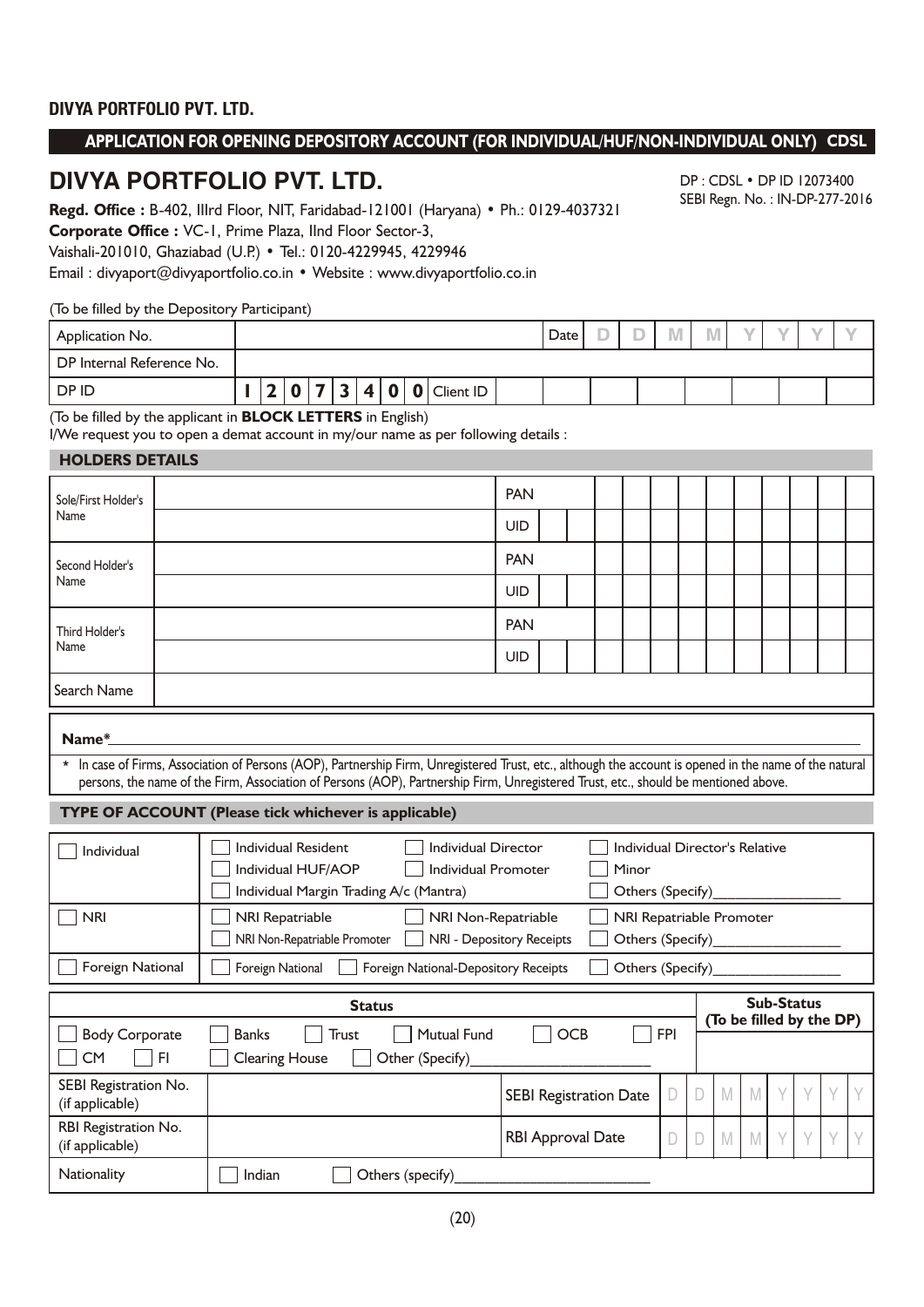DIVYA PORTFOLIO PVT. LTD.

## APPLICATION FOR OPENING DEPOSITORY ACCOUNT (FOR INDIVIDUAL/HUF/NON-INDIVIDUAL ONLY) CDSL

# DIVYA PORTFOLIO PVT. LTD.

DP : CDSL • DP ID 12073400
SEBI Regn. No. : IN-DP-277-2016

**Regd. Office :** B-402, IIIrd Floor, NIT, Faridabad-121001 (Haryana) • Ph.: 0129-4037321
**Corporate Office :** VC-1, Prime Plaza, IInd Floor Sector-3,
Vaishali-201010, Ghaziabad (U.P.) • Tel.: 0120-4229945, 4229946
Email : divyaport@divyaportfolio.co.in • Website : www.divyaportfolio.co.in

(To be filled by the Depository Participant)

| Application No. | | Date | D D M M Y Y Y Y |
|---|---|---|---|
| DP Internal Reference No. | | | |
| DP ID | 1 2 0 7 3 4 0 0 | Client ID | |

(To be filled by the applicant in **BLOCK LETTERS** in English)
I/We request you to open a demat account in my/our name as per following details :

### HOLDERS DETAILS

| | | | |
|---|---|---|---|
| Sole/First Holder's Name | | PAN | |
| | | UID | |
| Second Holder's Name | | PAN | |
| | | UID | |
| Third Holder's Name | | PAN | |
| | | UID | |
| Search Name | | | |

**Name***_______________________________________________

* In case of Firms, Association of Persons (AOP), Partnership Firm, Unregistered Trust, etc., although the account is opened in the name of the natural persons, the name of the Firm, Association of Persons (AOP), Partnership Firm, Unregistered Trust, etc., should be mentioned above.

### TYPE OF ACCOUNT (Please tick whichever is applicable)

| | | | |
|---|---|---|---|
| ☐ Individual | ☐ Individual Resident | ☐ Individual Director | ☐ Individual Director's Relative |
| | ☐ Individual HUF/AOP | ☐ Individual Promoter | ☐ Minor |
| | ☐ Individual Margin Trading A/c (Mantra) | | ☐ Others (Specify)________________ |
| ☐ NRI | ☐ NRI Repatriable | ☐ NRI Non-Repatriable | ☐ NRI Repatriable Promoter |
| | ☐ NRI Non-Repatriable Promoter | ☐ NRI - Depository Receipts | ☐ Others (Specify)________________ |
| ☐ Foreign National | ☐ Foreign National | ☐ Foreign National-Depository Receipts | ☐ Others (Specify)________________ |

| Status | | | | Sub-Status (To be filled by the DP) |
|---|---|---|---|---|
| ☐ Body Corporate | ☐ Banks ☐ Trust ☐ Mutual Fund ☐ OCB ☐ FPI | | | |
| ☐ CM ☐ FI | ☐ Clearing House ☐ Other (Specify)______________________ | | | |
| SEBI Registration No. (if applicable) | | SEBI Registration Date | D D M M Y Y Y Y | |
| RBI Registration No. (if applicable) | | RBI Approval Date | D D M M Y Y Y Y | |
| Nationality | ☐ Indian ☐ Others (specify)______________________ | | | |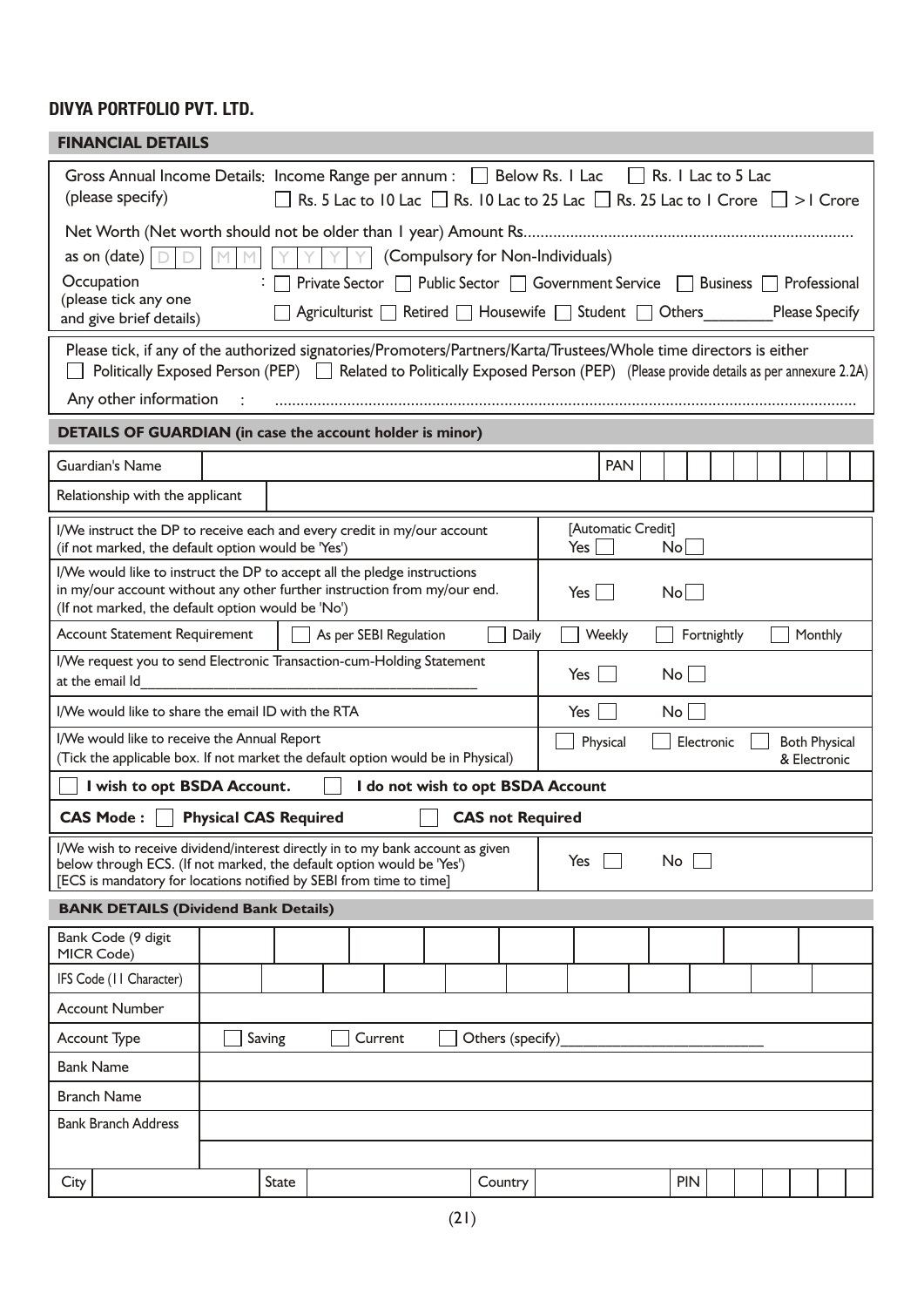## DIVYA PORTFOLIO PVT. LTD.

### FINANCIAL DETAILS

Gross Annual Income Details: (please specify) Income Range per annum : ☐ Below Rs. 1 Lac ☐ Rs. 1 Lac to 5 Lac ☐ Rs. 5 Lac to 10 Lac ☐ Rs. 10 Lac to 25 Lac ☐ Rs. 25 Lac to 1 Crore ☐ >1 Crore

Net Worth (Net worth should not be older than 1 year) Amount Rs............................................................................ as on (date) D D M M Y Y Y Y (Compulsory for Non-Individuals)

Occupation (please tick any one and give brief details) : ☐ Private Sector ☐ Public Sector ☐ Government Service ☐ Business ☐ Professional ☐ Agriculturist ☐ Retired ☐ Housewife ☐ Student ☐ Others________Please Specify

Please tick, if any of the authorized signatories/Promoters/Partners/Karta/Trustees/Whole time directors is either
☐ Politically Exposed Person (PEP) ☐ Related to Politically Exposed Person (PEP) (Please provide details as per annexure 2.2A)

Any other information : ......................................................................................................................................

### DETAILS OF GUARDIAN (in case the account holder is minor)

| Guardian's Name | | PAN | |
|---|---|---|---|
| Relationship with the applicant | | | |

| | |
|---|---|
| I/We instruct the DP to receive each and every credit in my/our account (if not marked, the default option would be 'Yes') | [Automatic Credit] Yes ☐ No ☐ |
| I/We would like to instruct the DP to accept all the pledge instructions in my/our account without any other further instruction from my/our end. (If not marked, the default option would be 'No') | Yes ☐ No ☐ |
| Account Statement Requirement | ☐ As per SEBI Regulation ☐ Daily ☐ Weekly ☐ Fortnightly ☐ Monthly |
| I/We request you to send Electronic Transaction-cum-Holding Statement at the email Id_________________________________________ | Yes ☐ No ☐ |
| I/We would like to share the email ID with the RTA | Yes ☐ No ☐ |
| I/We would like to receive the Annual Report (Tick the applicable box. If not market the default option would be in Physical) | ☐ Physical ☐ Electronic ☐ Both Physical & Electronic |

☐ **I wish to opt BSDA Account.** ☐ **I do not wish to opt BSDA Account**

**CAS Mode :** ☐ **Physical CAS Required** ☐ **CAS not Required**

| | |
|---|---|
| I/We wish to receive dividend/interest directly in to my bank account as given below through ECS. (If not marked, the default option would be 'Yes') [ECS is mandatory for locations notified by SEBI from time to time] | Yes ☐ No ☐ |

### BANK DETAILS (Dividend Bank Details)

| | |
|---|---|
| Bank Code (9 digit MICR Code) | |
| IFS Code (11 Character) | |
| Account Number | |
| Account Type | ☐ Saving ☐ Current ☐ Others (specify)_______________________ |
| Bank Name | |
| Branch Name | |
| Bank Branch Address | |
| City | State \| Country \| PIN |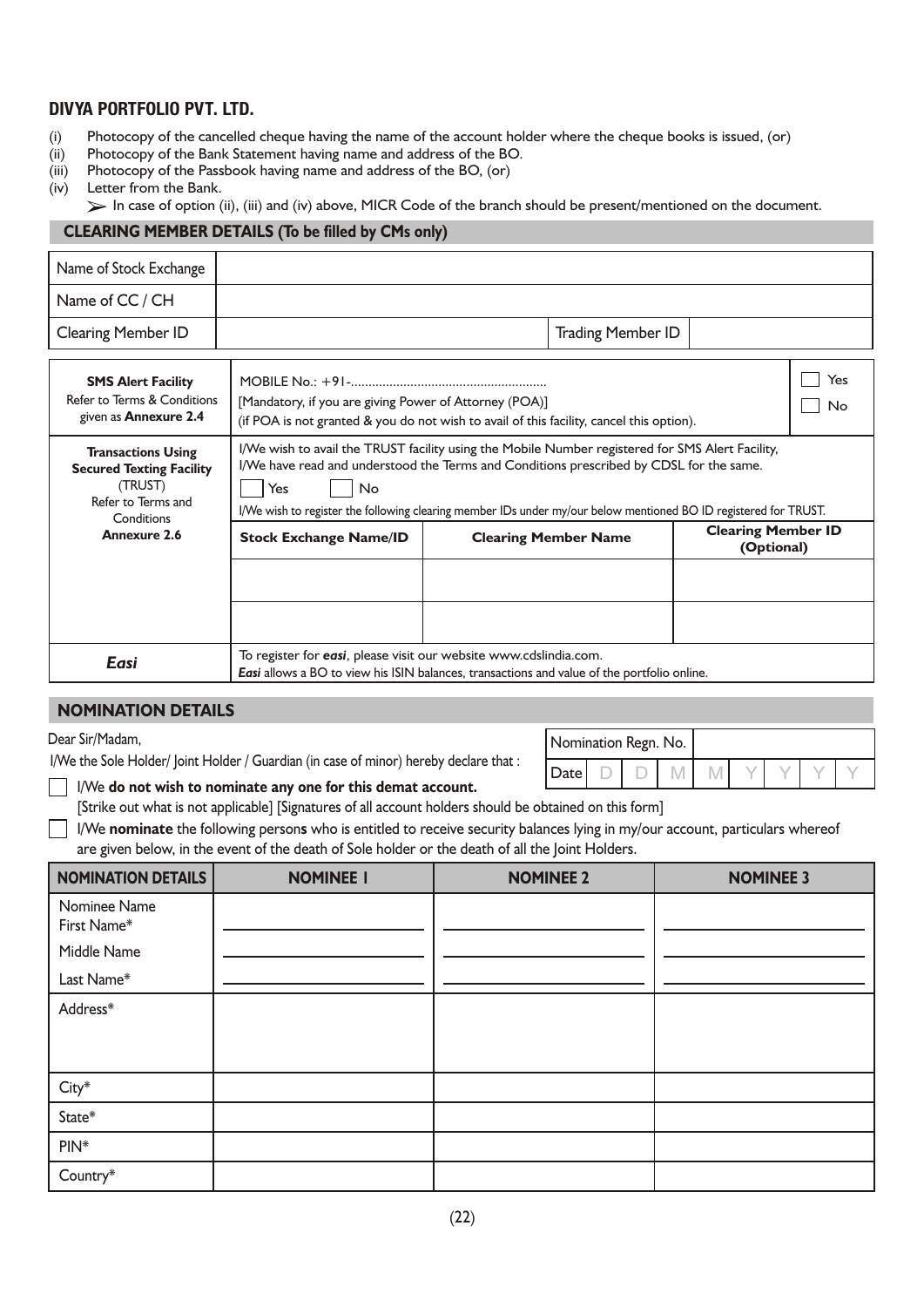## DIVYA PORTFOLIO PVT. LTD.

(i) Photocopy of the cancelled cheque having the name of the account holder where the cheque books is issued, (or)
(ii) Photocopy of the Bank Statement having name and address of the BO.
(iii) Photocopy of the Passbook having name and address of the BO, (or)
(iv) Letter from the Bank.

➢ In case of option (ii), (iii) and (iv) above, MICR Code of the branch should be present/mentioned on the document.

### CLEARING MEMBER DETAILS (To be filled by CMs only)

| Name of Stock Exchange | | | |
|---|---|---|---|
| Name of CC / CH | | | |
| Clearing Member ID | | Trading Member ID | |

| | | | |
|---|---|---|---|
| **SMS Alert Facility** Refer to Terms & Conditions given as **Annexure 2.4** | MOBILE No.: +91-........................................................ [Mandatory, if you are giving Power of Attorney (POA)] (if POA is not granted & you do not wish to avail of this facility, cancel this option). | | ☐ Yes ☐ No |
| **Transactions Using Secured Texting Facility** (TRUST) Refer to Terms and Conditions **Annexure 2.6** | I/We wish to avail the TRUST facility using the Mobile Number registered for SMS Alert Facility, I/We have read and understood the Terms and Conditions prescribed by CDSL for the same. ☐ Yes ☐ No I/We wish to register the following clearing member IDs under my/our below mentioned BO ID registered for TRUST. | | |
| | **Stock Exchange Name/ID** | **Clearing Member Name** | **Clearing Member ID (Optional)** |
| | | | |
| | | | |
| ***Easi*** | To register for ***easi***, please visit our website www.cdslindia.com. ***Easi*** allows a BO to view his ISIN balances, transactions and value of the portfolio online. | | |

### NOMINATION DETAILS

Dear Sir/Madam,

I/We the Sole Holder/ Joint Holder / Guardian (in case of minor) hereby declare that :

| Nomination Regn. No. | |
|---|---|
| Date | D D M M Y Y Y Y |

☐ I/We **do not wish to nominate any one for this demat account.**
[Strike out what is not applicable] [Signatures of all account holders should be obtained on this form]

☐ I/We **nominate** the following person**s** who is entitled to receive security balances lying in my/our account, particulars whereof are given below, in the event of the death of Sole holder or the death of all the Joint Holders.

| NOMINATION DETAILS | NOMINEE 1 | NOMINEE 2 | NOMINEE 3 |
|---|---|---|---|
| Nominee Name First Name* | | | |
| Middle Name | | | |
| Last Name* | | | |
| Address* | | | |
| City* | | | |
| State* | | | |
| PIN* | | | |
| Country* | | | |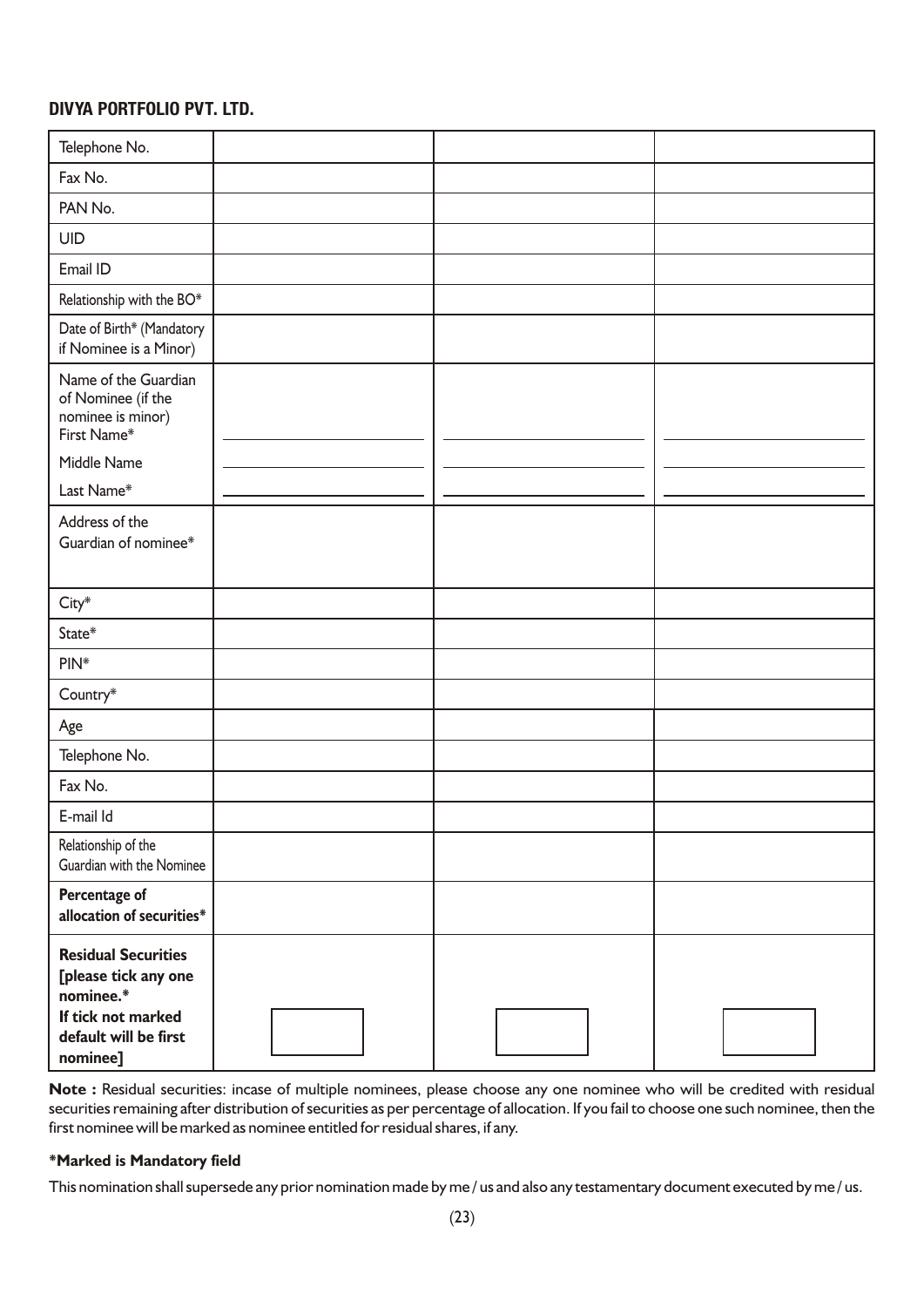## DIVYA PORTFOLIO PVT. LTD.

| | | | |
|---|---|---|---|
| Telephone No. | | | |
| Fax No. | | | |
| PAN No. | | | |
| UID | | | |
| Email ID | | | |
| Relationship with the BO* | | | |
| Date of Birth* (Mandatory if Nominee is a Minor) | | | |
| Name of the Guardian of Nominee (if the nominee is minor) First Name* | | | |
| Middle Name | | | |
| Last Name* | | | |
| Address of the Guardian of nominee* | | | |
| City* | | | |
| State* | | | |
| PIN* | | | |
| Country* | | | |
| Age | | | |
| Telephone No. | | | |
| Fax No. | | | |
| E-mail Id | | | |
| Relationship of the Guardian with the Nominee | | | |
| **Percentage of allocation of securities*** | | | |
| **Residual Securities [please tick any one nominee.* If tick not marked default will be first nominee]** | ☐ | ☐ | ☐ |

**Note :** Residual securities: incase of multiple nominees, please choose any one nominee who will be credited with residual securities remaining after distribution of securities as per percentage of allocation. If you fail to choose one such nominee, then the first nominee will be marked as nominee entitled for residual shares, if any.

**\*Marked is Mandatory field**

This nomination shall supersede any prior nomination made by me / us and also any testamentary document executed by me / us.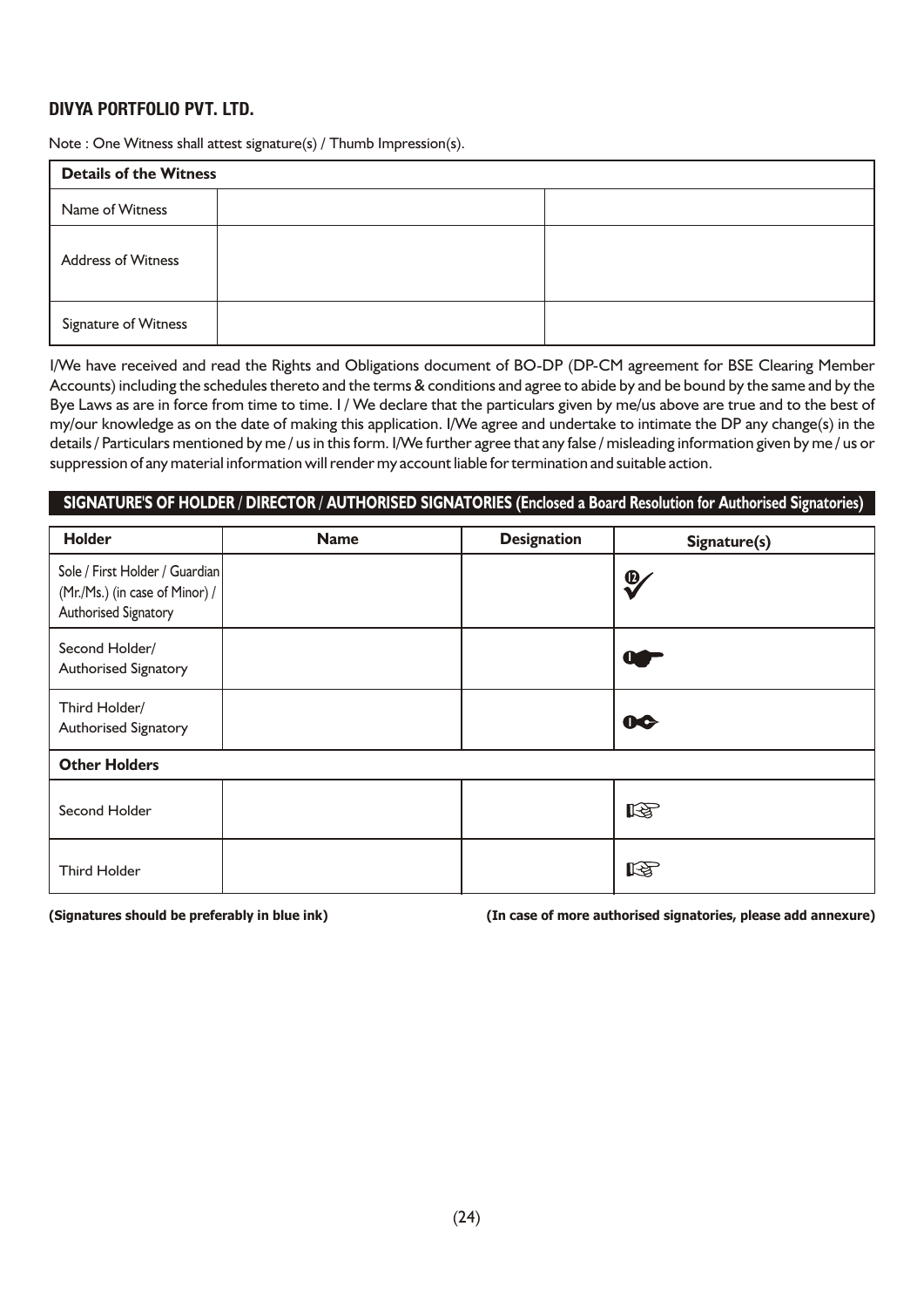## DIVYA PORTFOLIO PVT. LTD.

Note : One Witness shall attest signature(s) / Thumb Impression(s).

| Details of the Witness | | |
|---|---|---|
| Name of Witness | | |
| Address of Witness | | |
| Signature of Witness | | |

I/We have received and read the Rights and Obligations document of BO-DP (DP-CM agreement for BSE Clearing Member Accounts) including the schedules thereto and the terms & conditions and agree to abide by and be bound by the same and by the Bye Laws as are in force from time to time. I / We declare that the particulars given by me/us above are true and to the best of my/our knowledge as on the date of making this application. I/We agree and undertake to intimate the DP any change(s) in the details / Particulars mentioned by me / us in this form. I/We further agree that any false / misleading information given by me / us or suppression of any material information will render my account liable for termination and suitable action.

**SIGNATURE'S OF HOLDER / DIRECTOR / AUTHORISED SIGNATORIES (Enclosed a Board Resolution for Authorised Signatories)**

| Holder | Name | Designation | Signature(s) |
|---|---|---|---|
| Sole / First Holder / Guardian (Mr./Ms.) (in case of Minor) / Authorised Signatory | | | ⓬✓ |
| Second Holder/ Authorised Signatory | | | ❶☛ |
| Third Holder/ Authorised Signatory | | | ❶☛ |
| **Other Holders** | | | |
| Second Holder | | | ☞ |
| Third Holder | | | ☞ |

**(Signatures should be preferably in blue ink)** **(In case of more authorised signatories, please add annexure)**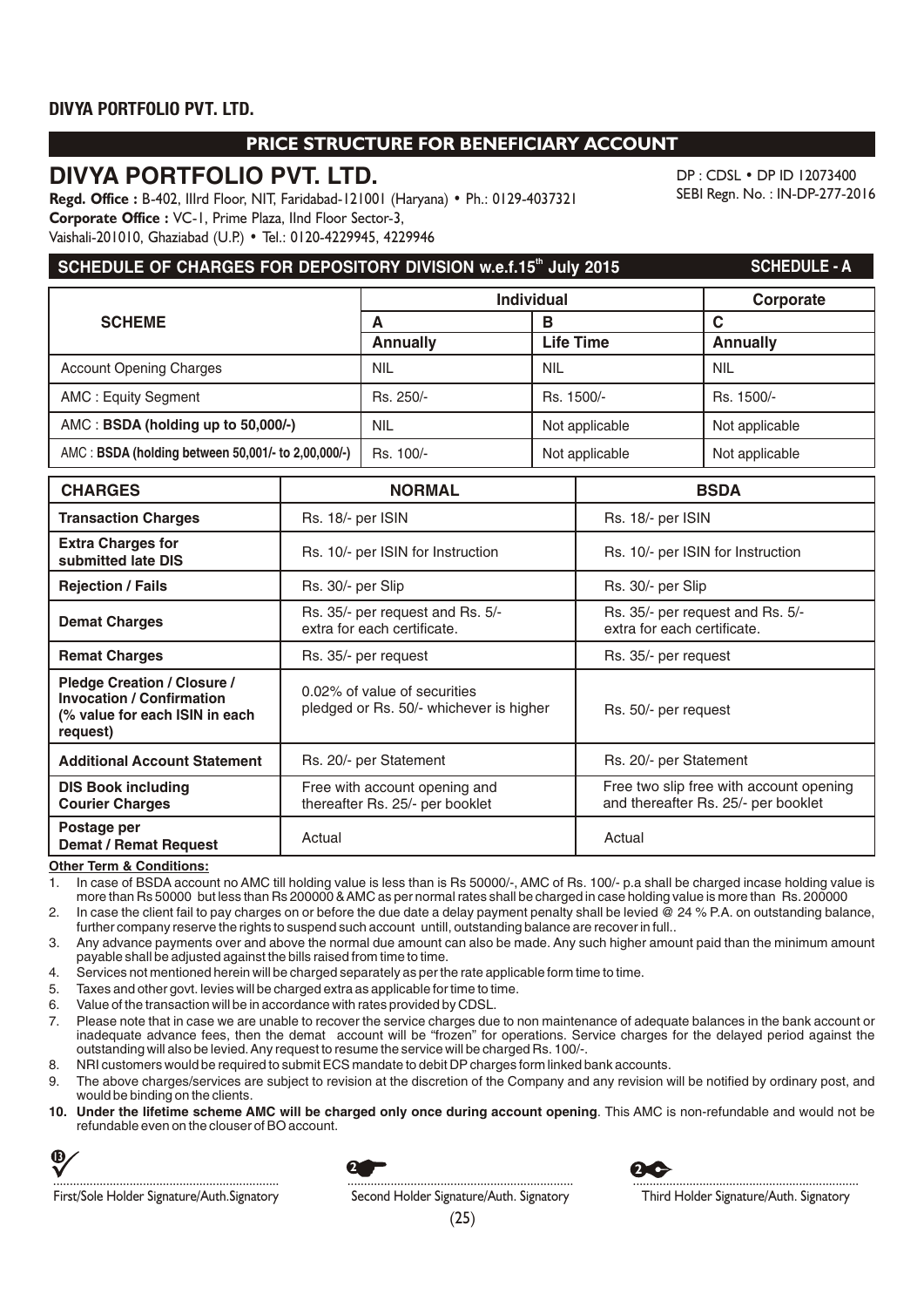DIVYA PORTFOLIO PVT. LTD.

## PRICE STRUCTURE FOR BENEFICIARY ACCOUNT

# DIVYA PORTFOLIO PVT. LTD.

DP : CDSL • DP ID 12073400
SEBI Regn. No. : IN-DP-277-2016

**Regd. Office :** B-402, IIIrd Floor, NIT, Faridabad-121001 (Haryana) • Ph.: 0129-4037321
**Corporate Office :** VC-1, Prime Plaza, IInd Floor Sector-3,
Vaishali-201010, Ghaziabad (U.P.) • Tel.: 0120-4229945, 4229946

## SCHEDULE OF CHARGES FOR DEPOSITORY DIVISION w.e.f.15th July 2015 — SCHEDULE - A

| SCHEME | Individual | | Corporate |
|---|---|---|---|
| | A | B | C |
| | Annually | Life Time | Annually |
| Account Opening Charges | NIL | NIL | NIL |
| AMC : Equity Segment | Rs. 250/- | Rs. 1500/- | Rs. 1500/- |
| AMC : **BSDA (holding up to 50,000/-)** | NIL | Not applicable | Not applicable |
| AMC : **BSDA (holding between 50,001/- to 2,00,000/-)** | Rs. 100/- | Not applicable | Not applicable |

| CHARGES | NORMAL | BSDA |
|---|---|---|
| **Transaction Charges** | Rs. 18/- per ISIN | Rs. 18/- per ISIN |
| **Extra Charges for submitted late DIS** | Rs. 10/- per ISIN for Instruction | Rs. 10/- per ISIN for Instruction |
| **Rejection / Fails** | Rs. 30/- per Slip | Rs. 30/- per Slip |
| **Demat Charges** | Rs. 35/- per request and Rs. 5/- extra for each certificate. | Rs. 35/- per request and Rs. 5/- extra for each certificate. |
| **Remat Charges** | Rs. 35/- per request | Rs. 35/- per request |
| **Pledge Creation / Closure / Invocation / Confirmation (% value for each ISIN in each request)** | 0.02% of value of securities pledged or Rs. 50/- whichever is higher | Rs. 50/- per request |
| **Additional Account Statement** | Rs. 20/- per Statement | Rs. 20/- per Statement |
| **DIS Book including Courier Charges** | Free with account opening and thereafter Rs. 25/- per booklet | Free two slip free with account opening and thereafter Rs. 25/- per booklet |
| **Postage per Demat / Remat Request** | Actual | Actual |

**Other Term & Conditions:**

1. In case of BSDA account no AMC till holding value is less than is Rs 50000/-, AMC of Rs. 100/- p.a shall be charged incase holding value is more than Rs 50000 but less than Rs 200000 & AMC as per normal rates shall be charged in case holding value is more than Rs. 200000
2. In case the client fail to pay charges on or before the due date a delay payment penalty shall be levied @ 24 % P.A. on outstanding balance, further company reserve the rights to suspend such account untill, outstanding balance are recover in full..
3. Any advance payments over and above the normal due amount can also be made. Any such higher amount paid than the minimum amount payable shall be adjusted against the bills raised from time to time.
4. Services not mentioned herein will be charged separately as per the rate applicable form time to time.
5. Taxes and other govt. levies will be charged extra as applicable for time to time.
6. Value of the transaction will be in accordance with rates provided by CDSL.
7. Please note that in case we are unable to recover the service charges due to non maintenance of adequate balances in the bank account or inadequate advance fees, then the demat account will be "frozen" for operations. Service charges for the delayed period against the outstanding will also be levied. Any request to resume the service will be charged Rs. 100/-.
8. NRI customers would be required to submit ECS mandate to debit DP charges form linked bank accounts.
9. The above charges/services are subject to revision at the discretion of the Company and any revision will be notified by ordinary post, and would be binding on the clients.
10. **Under the lifetime scheme AMC will be charged only once during account opening**. This AMC is non-refundable and would not be refundable even on the clouser of BO account.

First/Sole Holder Signature/Auth.Signatory | Second Holder Signature/Auth. Signatory | Third Holder Signature/Auth. Signatory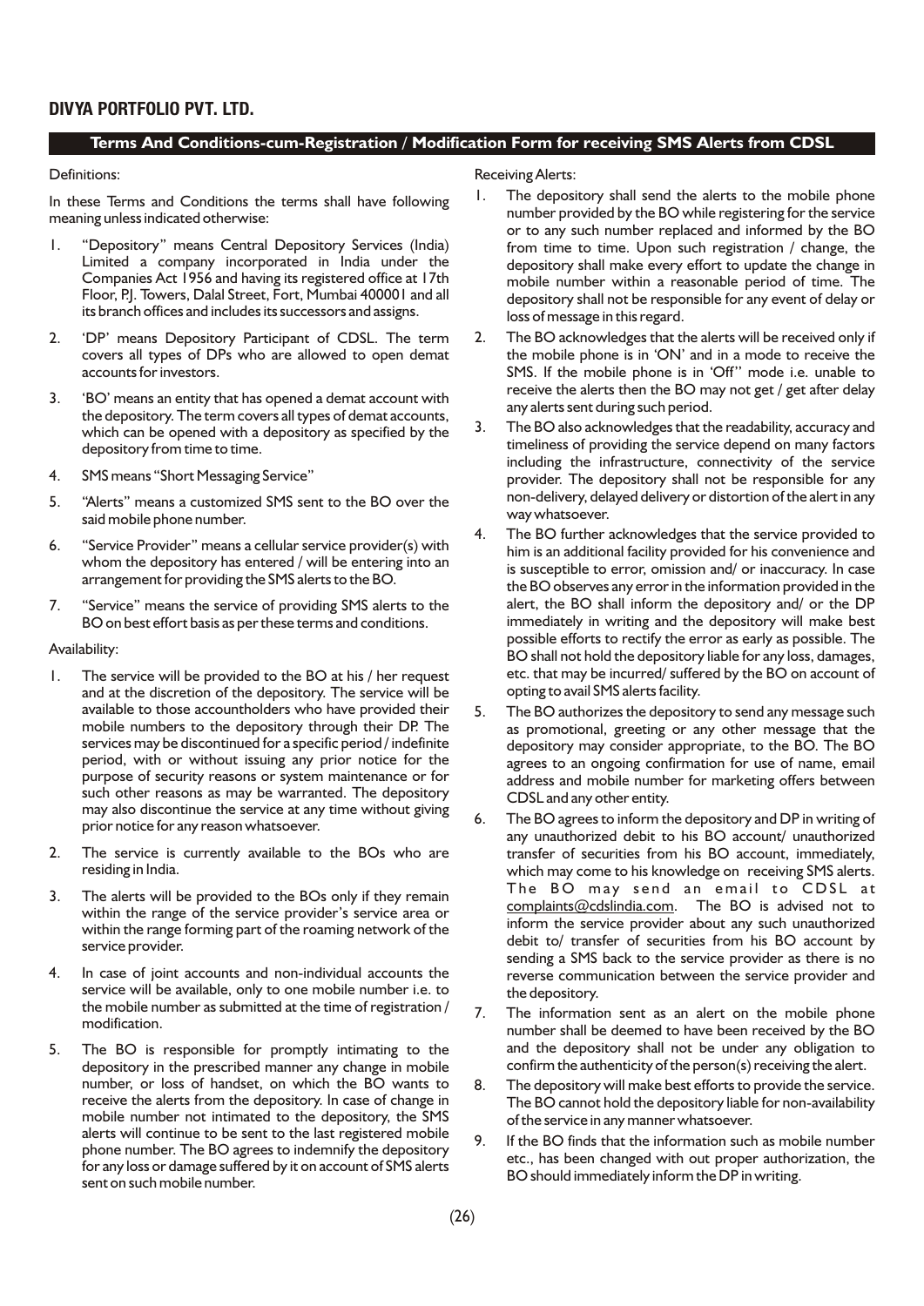## DIVYA PORTFOLIO PVT. LTD.

### Terms And Conditions-cum-Registration / Modification Form for receiving SMS Alerts from CDSL

Definitions:

In these Terms and Conditions the terms shall have following meaning unless indicated otherwise:

1. "Depository" means Central Depository Services (India) Limited a company incorporated in India under the Companies Act 1956 and having its registered office at 17th Floor, P.J. Towers, Dalal Street, Fort, Mumbai 400001 and all its branch offices and includes its successors and assigns.
2. 'DP' means Depository Participant of CDSL. The term covers all types of DPs who are allowed to open demat accounts for investors.
3. 'BO' means an entity that has opened a demat account with the depository. The term covers all types of demat accounts, which can be opened with a depository as specified by the depository from time to time.
4. SMS means "Short Messaging Service"
5. "Alerts" means a customized SMS sent to the BO over the said mobile phone number.
6. "Service Provider" means a cellular service provider(s) with whom the depository has entered / will be entering into an arrangement for providing the SMS alerts to the BO.
7. "Service" means the service of providing SMS alerts to the BO on best effort basis as per these terms and conditions.

Availability:

1. The service will be provided to the BO at his / her request and at the discretion of the depository. The service will be available to those accountholders who have provided their mobile numbers to the depository through their DP. The services may be discontinued for a specific period / indefinite period, with or without issuing any prior notice for the purpose of security reasons or system maintenance or for such other reasons as may be warranted. The depository may also discontinue the service at any time without giving prior notice for any reason whatsoever.
2. The service is currently available to the BOs who are residing in India.
3. The alerts will be provided to the BOs only if they remain within the range of the service provider's service area or within the range forming part of the roaming network of the service provider.
4. In case of joint accounts and non-individual accounts the service will be available, only to one mobile number i.e. to the mobile number as submitted at the time of registration / modification.
5. The BO is responsible for promptly intimating to the depository in the prescribed manner any change in mobile number, or loss of handset, on which the BO wants to receive the alerts from the depository. In case of change in mobile number not intimated to the depository, the SMS alerts will continue to be sent to the last registered mobile phone number. The BO agrees to indemnify the depository for any loss or damage suffered by it on account of SMS alerts sent on such mobile number.

Receiving Alerts:

1. The depository shall send the alerts to the mobile phone number provided by the BO while registering for the service or to any such number replaced and informed by the BO from time to time. Upon such registration / change, the depository shall make every effort to update the change in mobile number within a reasonable period of time. The depository shall not be responsible for any event of delay or loss of message in this regard.
2. The BO acknowledges that the alerts will be received only if the mobile phone is in 'ON' and in a mode to receive the SMS. If the mobile phone is in 'Off'' mode i.e. unable to receive the alerts then the BO may not get / get after delay any alerts sent during such period.
3. The BO also acknowledges that the readability, accuracy and timeliness of providing the service depend on many factors including the infrastructure, connectivity of the service provider. The depository shall not be responsible for any non-delivery, delayed delivery or distortion of the alert in any way whatsoever.
4. The BO further acknowledges that the service provided to him is an additional facility provided for his convenience and is susceptible to error, omission and/ or inaccuracy. In case the BO observes any error in the information provided in the alert, the BO shall inform the depository and/ or the DP immediately in writing and the depository will make best possible efforts to rectify the error as early as possible. The BO shall not hold the depository liable for any loss, damages, etc. that may be incurred/ suffered by the BO on account of opting to avail SMS alerts facility.
5. The BO authorizes the depository to send any message such as promotional, greeting or any other message that the depository may consider appropriate, to the BO. The BO agrees to an ongoing confirmation for use of name, email address and mobile number for marketing offers between CDSL and any other entity.
6. The BO agrees to inform the depository and DP in writing of any unauthorized debit to his BO account/ unauthorized transfer of securities from his BO account, immediately, which may come to his knowledge on receiving SMS alerts. The BO may send an email to CDSL at complaints@cdslindia.com. The BO is advised not to inform the service provider about any such unauthorized debit to/ transfer of securities from his BO account by sending a SMS back to the service provider as there is no reverse communication between the service provider and the depository.
7. The information sent as an alert on the mobile phone number shall be deemed to have been received by the BO and the depository shall not be under any obligation to confirm the authenticity of the person(s) receiving the alert.
8. The depository will make best efforts to provide the service. The BO cannot hold the depository liable for non-availability of the service in any manner whatsoever.
9. If the BO finds that the information such as mobile number etc., has been changed with out proper authorization, the BO should immediately inform the DP in writing.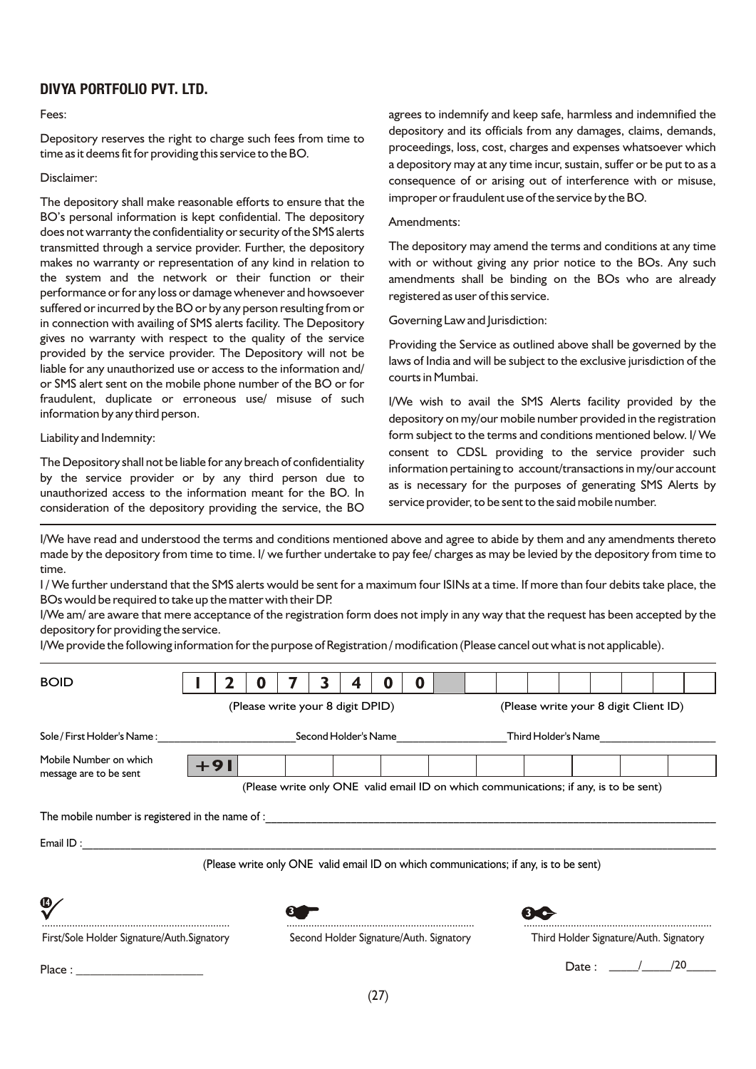## DIVYA PORTFOLIO PVT. LTD.

Fees:

Depository reserves the right to charge such fees from time to time as it deems fit for providing this service to the BO.

Disclaimer:

The depository shall make reasonable efforts to ensure that the BO's personal information is kept confidential. The depository does not warranty the confidentiality or security of the SMS alerts transmitted through a service provider. Further, the depository makes no warranty or representation of any kind in relation to the system and the network or their function or their performance or for any loss or damage whenever and howsoever suffered or incurred by the BO or by any person resulting from or in connection with availing of SMS alerts facility. The Depository gives no warranty with respect to the quality of the service provided by the service provider. The Depository will not be liable for any unauthorized use or access to the information and/ or SMS alert sent on the mobile phone number of the BO or for fraudulent, duplicate or erroneous use/ misuse of such information by any third person.

Liability and Indemnity:

The Depository shall not be liable for any breach of confidentiality by the service provider or by any third person due to unauthorized access to the information meant for the BO. In consideration of the depository providing the service, the BO agrees to indemnify and keep safe, harmless and indemnified the depository and its officials from any damages, claims, demands, proceedings, loss, cost, charges and expenses whatsoever which a depository may at any time incur, sustain, suffer or be put to as a consequence of or arising out of interference with or misuse, improper or fraudulent use of the service by the BO.

Amendments:

The depository may amend the terms and conditions at any time with or without giving any prior notice to the BOs. Any such amendments shall be binding on the BOs who are already registered as user of this service.

Governing Law and Jurisdiction:

Providing the Service as outlined above shall be governed by the laws of India and will be subject to the exclusive jurisdiction of the courts in Mumbai.

I/We wish to avail the SMS Alerts facility provided by the depository on my/our mobile number provided in the registration form subject to the terms and conditions mentioned below. I/ We consent to CDSL providing to the service provider such information pertaining to account/transactions in my/our account as is necessary for the purposes of generating SMS Alerts by service provider, to be sent to the said mobile number.

---

I/We have read and understood the terms and conditions mentioned above and agree to abide by them and any amendments thereto made by the depository from time to time. I/ we further undertake to pay fee/ charges as may be levied by the depository from time to time.

I / We further understand that the SMS alerts would be sent for a maximum four ISINs at a time. If more than four debits take place, the BOs would be required to take up the matter with their DP.

I/We am/ are aware that mere acceptance of the registration form does not imply in any way that the request has been accepted by the depository for providing the service.

I/We provide the following information for the purpose of Registration / modification (Please cancel out what is not applicable).

| BOID | 1 | 2 | 0 | 7 | 3 | 4 | 0 | 0 | | | | | | | | | |
|---|---|---|---|---|---|---|---|---|---|---|---|---|---|---|---|---|---|
| | (Please write your 8 digit DPID) | | | | | | | | (Please write your 8 digit Client ID) | | | | | | | | |

Sole / First Holder's Name :________________ Second Holder's Name________________ Third Holder's Name________________

| Mobile Number on which message are to be sent | +91 | | | | | | | | | | |
|---|---|---|---|---|---|---|---|---|---|---|---|

(Please write only ONE valid email ID on which communications; if any, is to be sent)

The mobile number is registered in the name of :________________________________

Email ID :________________________________

(Please write only ONE valid email ID on which communications; if any, is to be sent)

| ........................ | ........................ | ........................ |
|---|---|---|
| First/Sole Holder Signature/Auth.Signatory | Second Holder Signature/Auth. Signatory | Third Holder Signature/Auth. Signatory |

Place : ________________

Date : ____/____/20____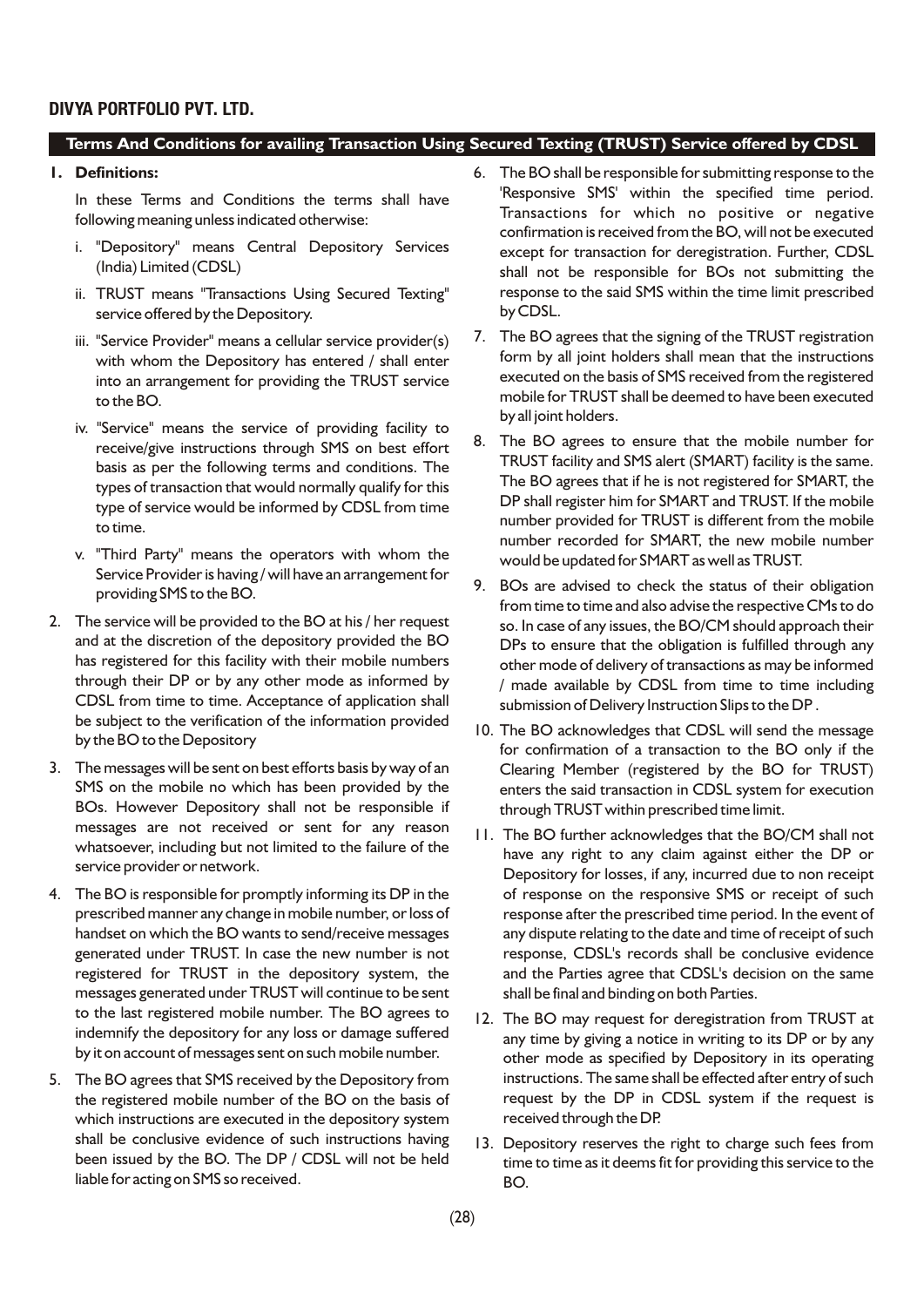**DIVYA PORTFOLIO PVT. LTD.**

## Terms And Conditions for availing Transaction Using Secured Texting (TRUST) Service offered by CDSL

1. **Definitions:**

   In these Terms and Conditions the terms shall have following meaning unless indicated otherwise:

   i. "Depository" means Central Depository Services (India) Limited (CDSL)

   ii. TRUST means "Transactions Using Secured Texting" service offered by the Depository.

   iii. "Service Provider" means a cellular service provider(s) with whom the Depository has entered / shall enter into an arrangement for providing the TRUST service to the BO.

   iv. "Service" means the service of providing facility to receive/give instructions through SMS on best effort basis as per the following terms and conditions. The types of transaction that would normally qualify for this type of service would be informed by CDSL from time to time.

   v. "Third Party" means the operators with whom the Service Provider is having / will have an arrangement for providing SMS to the BO.

2. The service will be provided to the BO at his / her request and at the discretion of the depository provided the BO has registered for this facility with their mobile numbers through their DP or by any other mode as informed by CDSL from time to time. Acceptance of application shall be subject to the verification of the information provided by the BO to the Depository

3. The messages will be sent on best efforts basis by way of an SMS on the mobile no which has been provided by the BOs. However Depository shall not be responsible if messages are not received or sent for any reason whatsoever, including but not limited to the failure of the service provider or network.

4. The BO is responsible for promptly informing its DP in the prescribed manner any change in mobile number, or loss of handset on which the BO wants to send/receive messages generated under TRUST. In case the new number is not registered for TRUST in the depository system, the messages generated under TRUST will continue to be sent to the last registered mobile number. The BO agrees to indemnify the depository for any loss or damage suffered by it on account of messages sent on such mobile number.

5. The BO agrees that SMS received by the Depository from the registered mobile number of the BO on the basis of which instructions are executed in the depository system shall be conclusive evidence of such instructions having been issued by the BO. The DP / CDSL will not be held liable for acting on SMS so received.

6. The BO shall be responsible for submitting response to the 'Responsive SMS' within the specified time period. Transactions for which no positive or negative confirmation is received from the BO, will not be executed except for transaction for deregistration. Further, CDSL shall not be responsible for BOs not submitting the response to the said SMS within the time limit prescribed by CDSL.

7. The BO agrees that the signing of the TRUST registration form by all joint holders shall mean that the instructions executed on the basis of SMS received from the registered mobile for TRUST shall be deemed to have been executed by all joint holders.

8. The BO agrees to ensure that the mobile number for TRUST facility and SMS alert (SMART) facility is the same. The BO agrees that if he is not registered for SMART, the DP shall register him for SMART and TRUST. If the mobile number provided for TRUST is different from the mobile number recorded for SMART, the new mobile number would be updated for SMART as well as TRUST.

9. BOs are advised to check the status of their obligation from time to time and also advise the respective CMs to do so. In case of any issues, the BO/CM should approach their DPs to ensure that the obligation is fulfilled through any other mode of delivery of transactions as may be informed / made available by CDSL from time to time including submission of Delivery Instruction Slips to the DP .

10. The BO acknowledges that CDSL will send the message for confirmation of a transaction to the BO only if the Clearing Member (registered by the BO for TRUST) enters the said transaction in CDSL system for execution through TRUST within prescribed time limit.

11. The BO further acknowledges that the BO/CM shall not have any right to any claim against either the DP or Depository for losses, if any, incurred due to non receipt of response on the responsive SMS or receipt of such response after the prescribed time period. In the event of any dispute relating to the date and time of receipt of such response, CDSL's records shall be conclusive evidence and the Parties agree that CDSL's decision on the same shall be final and binding on both Parties.

12. The BO may request for deregistration from TRUST at any time by giving a notice in writing to its DP or by any other mode as specified by Depository in its operating instructions. The same shall be effected after entry of such request by the DP in CDSL system if the request is received through the DP.

13. Depository reserves the right to charge such fees from time to time as it deems fit for providing this service to the BO.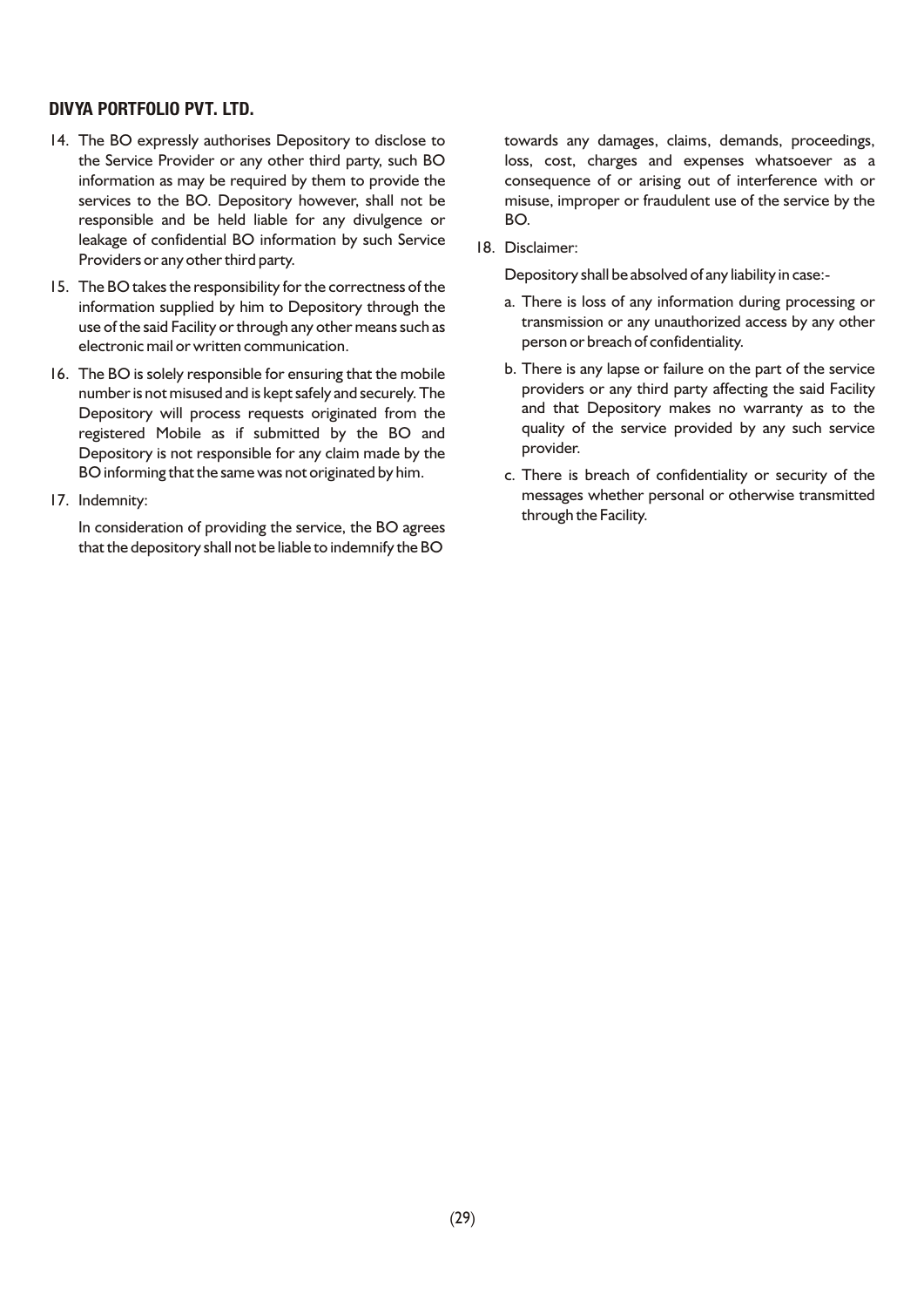## DIVYA PORTFOLIO PVT. LTD.

14. The BO expressly authorises Depository to disclose to the Service Provider or any other third party, such BO information as may be required by them to provide the services to the BO. Depository however, shall not be responsible and be held liable for any divulgence or leakage of confidential BO information by such Service Providers or any other third party.

15. The BO takes the responsibility for the correctness of the information supplied by him to Depository through the use of the said Facility or through any other means such as electronic mail or written communication.

16. The BO is solely responsible for ensuring that the mobile number is not misused and is kept safely and securely. The Depository will process requests originated from the registered Mobile as if submitted by the BO and Depository is not responsible for any claim made by the BO informing that the same was not originated by him.

17. Indemnity:

    In consideration of providing the service, the BO agrees that the depository shall not be liable to indemnify the BO towards any damages, claims, demands, proceedings, loss, cost, charges and expenses whatsoever as a consequence of or arising out of interference with or misuse, improper or fraudulent use of the service by the BO.

18. Disclaimer:

    Depository shall be absolved of any liability in case:-

    a. There is loss of any information during processing or transmission or any unauthorized access by any other person or breach of confidentiality.

    b. There is any lapse or failure on the part of the service providers or any third party affecting the said Facility and that Depository makes no warranty as to the quality of the service provided by any such service provider.

    c. There is breach of confidentiality or security of the messages whether personal or otherwise transmitted through the Facility.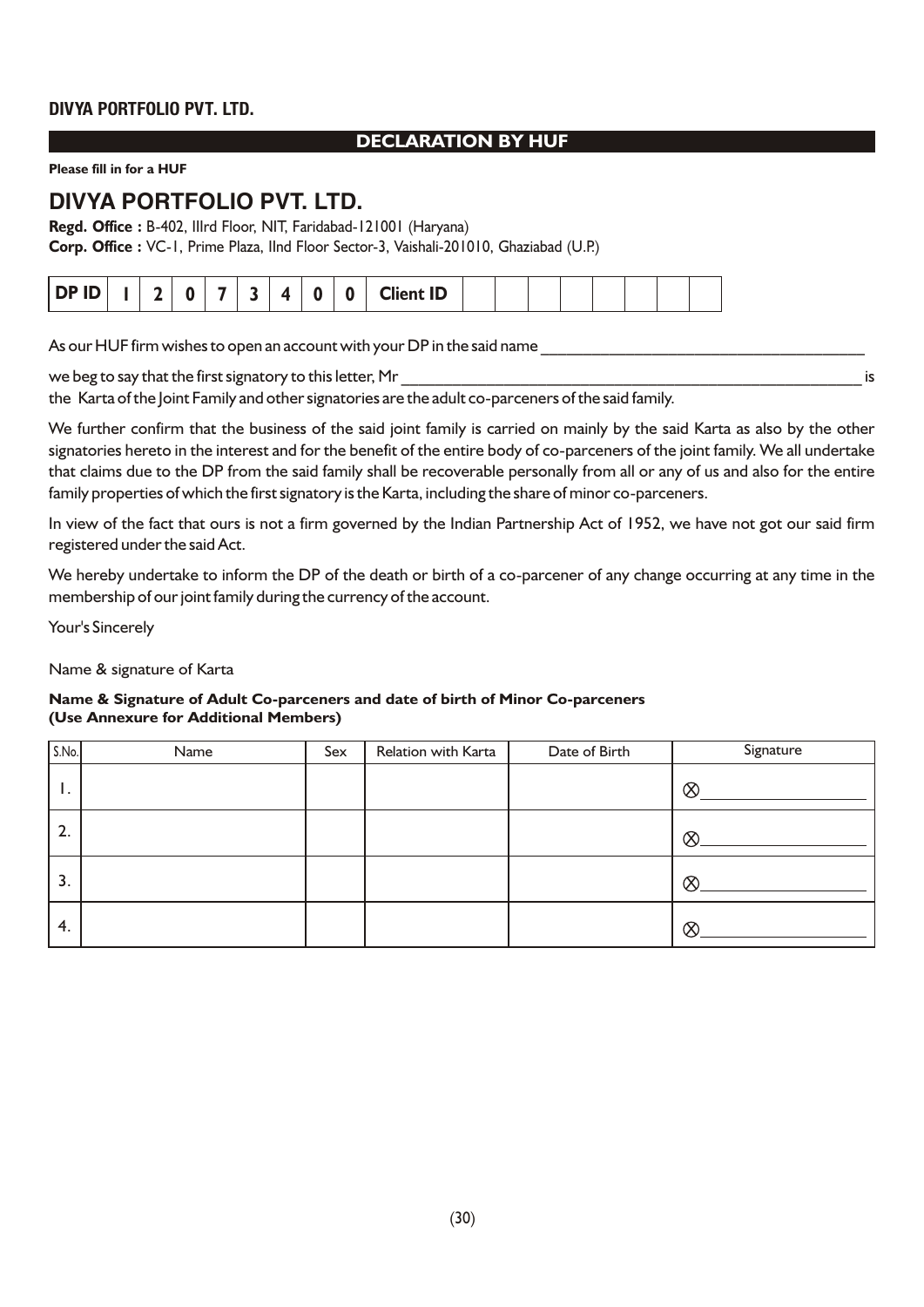DIVYA PORTFOLIO PVT. LTD.

## DECLARATION BY HUF

**Please fill in for a HUF**

# DIVYA PORTFOLIO PVT. LTD.

**Regd. Office :** B-402, IIIrd Floor, NIT, Faridabad-121001 (Haryana)
**Corp. Office :** VC-1, Prime Plaza, IInd Floor Sector-3, Vaishali-201010, Ghaziabad (U.P.)

| DP ID | 1 | 2 | 0 | 7 | 3 | 4 | 0 | 0 | Client ID | | | | | | | | |
|---|---|---|---|---|---|---|---|---|---|---|---|---|---|---|---|---|---|

As our HUF firm wishes to open an account with your DP in the said name ______________________________________

we beg to say that the first signatory to this letter, Mr ________________________________________________________ is the Karta of the Joint Family and other signatories are the adult co-parceners of the said family.

We further confirm that the business of the said joint family is carried on mainly by the said Karta as also by the other signatories hereto in the interest and for the benefit of the entire body of co-parceners of the joint family. We all undertake that claims due to the DP from the said family shall be recoverable personally from all or any of us and also for the entire family properties of which the first signatory is the Karta, including the share of minor co-parceners.

In view of the fact that ours is not a firm governed by the Indian Partnership Act of 1952, we have not got our said firm registered under the said Act.

We hereby undertake to inform the DP of the death or birth of a co-parcener of any change occurring at any time in the membership of our joint family during the currency of the account.

Your's Sincerely

Name & signature of Karta

**Name & Signature of Adult Co-parceners and date of birth of Minor Co-parceners**
**(Use Annexure for Additional Members)**

| S.No. | Name | Sex | Relation with Karta | Date of Birth | Signature |
|---|---|---|---|---|---|
| 1. | | | | | ⊗_______________ |
| 2. | | | | | ⊗_______________ |
| 3. | | | | | ⊗_______________ |
| 4. | | | | | ⊗_______________ |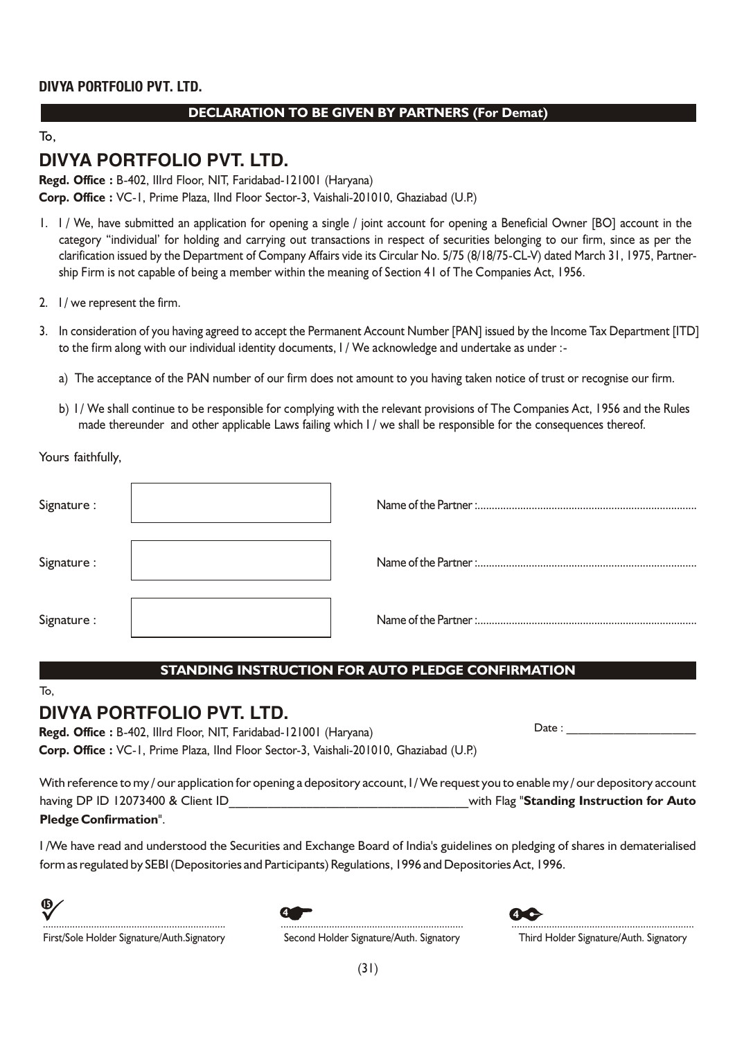**DIVYA PORTFOLIO PVT. LTD.**

## DECLARATION TO BE GIVEN BY PARTNERS (For Demat)

To,

## DIVYA PORTFOLIO PVT. LTD.

**Regd. Office :** B-402, IIIrd Floor, NIT, Faridabad-121001 (Haryana)
**Corp. Office :** VC-1, Prime Plaza, IInd Floor Sector-3, Vaishali-201010, Ghaziabad (U.P.)

1. I / We, have submitted an application for opening a single / joint account for opening a Beneficial Owner [BO] account in the category "individual' for holding and carrying out transactions in respect of securities belonging to our firm, since as per the clarification issued by the Department of Company Affairs vide its Circular No. 5/75 (8/18/75-CL-V) dated March 31, 1975, Partnership Firm is not capable of being a member within the meaning of Section 41 of The Companies Act, 1956.

2. I / we represent the firm.

3. In consideration of you having agreed to accept the Permanent Account Number [PAN] issued by the Income Tax Department [ITD] to the firm along with our individual identity documents, I / We acknowledge and undertake as under :-

   a) The acceptance of the PAN number of our firm does not amount to you having taken notice of trust or recognise our firm.

   b) I / We shall continue to be responsible for complying with the relevant provisions of The Companies Act, 1956 and the Rules made thereunder and other applicable Laws failing which I / we shall be responsible for the consequences thereof.

Yours faithfully,

Signature : ____________ Name of the Partner :............................................................................

Signature : ____________ Name of the Partner :............................................................................

Signature : ____________ Name of the Partner :............................................................................

## STANDING INSTRUCTION FOR AUTO PLEDGE CONFIRMATION

To,

## DIVYA PORTFOLIO PVT. LTD.

**Regd. Office :** B-402, IIIrd Floor, NIT, Faridabad-121001 (Haryana)
**Corp. Office :** VC-1, Prime Plaza, IInd Floor Sector-3, Vaishali-201010, Ghaziabad (U.P.)

Date : ____________________

With reference to my / our application for opening a depository account, I / We request you to enable my / our depository account having DP ID 12073400 & Client ID___________________________________with Flag "**Standing Instruction for Auto Pledge Confirmation**".

I /We have read and understood the Securities and Exchange Board of India's guidelines on pledging of shares in dematerialised form as regulated by SEBI (Depositories and Participants) Regulations, 1996 and Depositories Act, 1996.

15 ..................................................................
First/Sole Holder Signature/Auth.Signatory

4 ..................................................................
Second Holder Signature/Auth. Signatory

4 ..................................................................
Third Holder Signature/Auth. Signatory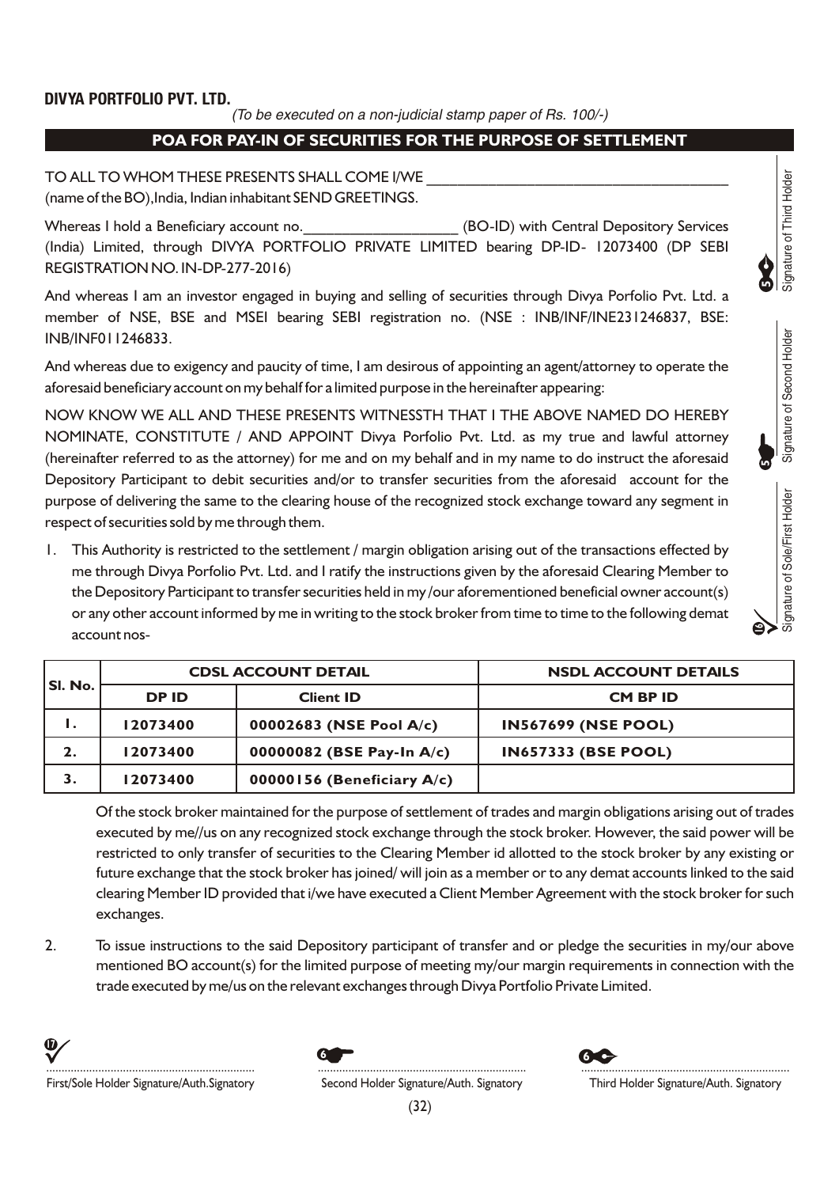**DIVYA PORTFOLIO PVT. LTD.**

*(To be executed on a non-judicial stamp paper of Rs. 100/-)*

## POA FOR PAY-IN OF SECURITIES FOR THE PURPOSE OF SETTLEMENT

TO ALL TO WHOM THESE PRESENTS SHALL COME I/WE ____________________________________
(name of the BO),India, Indian inhabitant SEND GREETINGS.

Whereas I hold a Beneficiary account no.__________________ (BO-ID) with Central Depository Services (India) Limited, through DIVYA PORTFOLIO PRIVATE LIMITED bearing DP-ID- 12073400 (DP SEBI REGISTRATION NO. IN-DP-277-2016)

And whereas I am an investor engaged in buying and selling of securities through Divya Porfolio Pvt. Ltd. a member of NSE, BSE and MSEI bearing SEBI registration no. (NSE : INB/INF/INE231246837, BSE: INB/INF011246833.

And whereas due to exigency and paucity of time, I am desirous of appointing an agent/attorney to operate the aforesaid beneficiary account on my behalf for a limited purpose in the hereinafter appearing:

NOW KNOW WE ALL AND THESE PRESENTS WITNESSTH THAT I THE ABOVE NAMED DO HEREBY NOMINATE, CONSTITUTE / AND APPOINT Divya Porfolio Pvt. Ltd. as my true and lawful attorney (hereinafter referred to as the attorney) for me and on my behalf and in my name to do instruct the aforesaid Depository Participant to debit securities and/or to transfer securities from the aforesaid account for the purpose of delivering the same to the clearing house of the recognized stock exchange toward any segment in respect of securities sold by me through them.

1. This Authority is restricted to the settlement / margin obligation arising out of the transactions effected by me through Divya Porfolio Pvt. Ltd. and I ratify the instructions given by the aforesaid Clearing Member to the Depository Participant to transfer securities held in my /our aforementioned beneficial owner account(s) or any other account informed by me in writing to the stock broker from time to time to the following demat account nos-

| Sl. No. | CDSL ACCOUNT DETAIL | | NSDL ACCOUNT DETAILS |
|---|---|---|---|
| | DP ID | Client ID | CM BP ID |
| 1. | 12073400 | 00002683 (NSE Pool A/c) | IN567699 (NSE POOL) |
| 2. | 12073400 | 00000082 (BSE Pay-In A/c) | IN657333 (BSE POOL) |
| 3. | 12073400 | 00000156 (Beneficiary A/c) | |

Of the stock broker maintained for the purpose of settlement of trades and margin obligations arising out of trades executed by me//us on any recognized stock exchange through the stock broker. However, the said power will be restricted to only transfer of securities to the Clearing Member id allotted to the stock broker by any existing or future exchange that the stock broker has joined/ will join as a member or to any demat accounts linked to the said clearing Member ID provided that i/we have executed a Client Member Agreement with the stock broker for such exchanges.

2. To issue instructions to the said Depository participant of transfer and or pledge the securities in my/our above mentioned BO account(s) for the limited purpose of meeting my/our margin requirements in connection with the trade executed by me/us on the relevant exchanges through Divya Portfolio Private Limited.

| ................................................ | ................................................ | ................................................ |
|---|---|---|
| First/Sole Holder Signature/Auth.Signatory | Second Holder Signature/Auth. Signatory | Third Holder Signature/Auth. Signatory |

Signature of Sole/First Holder | Signature of Second Holder | Signature of Third Holder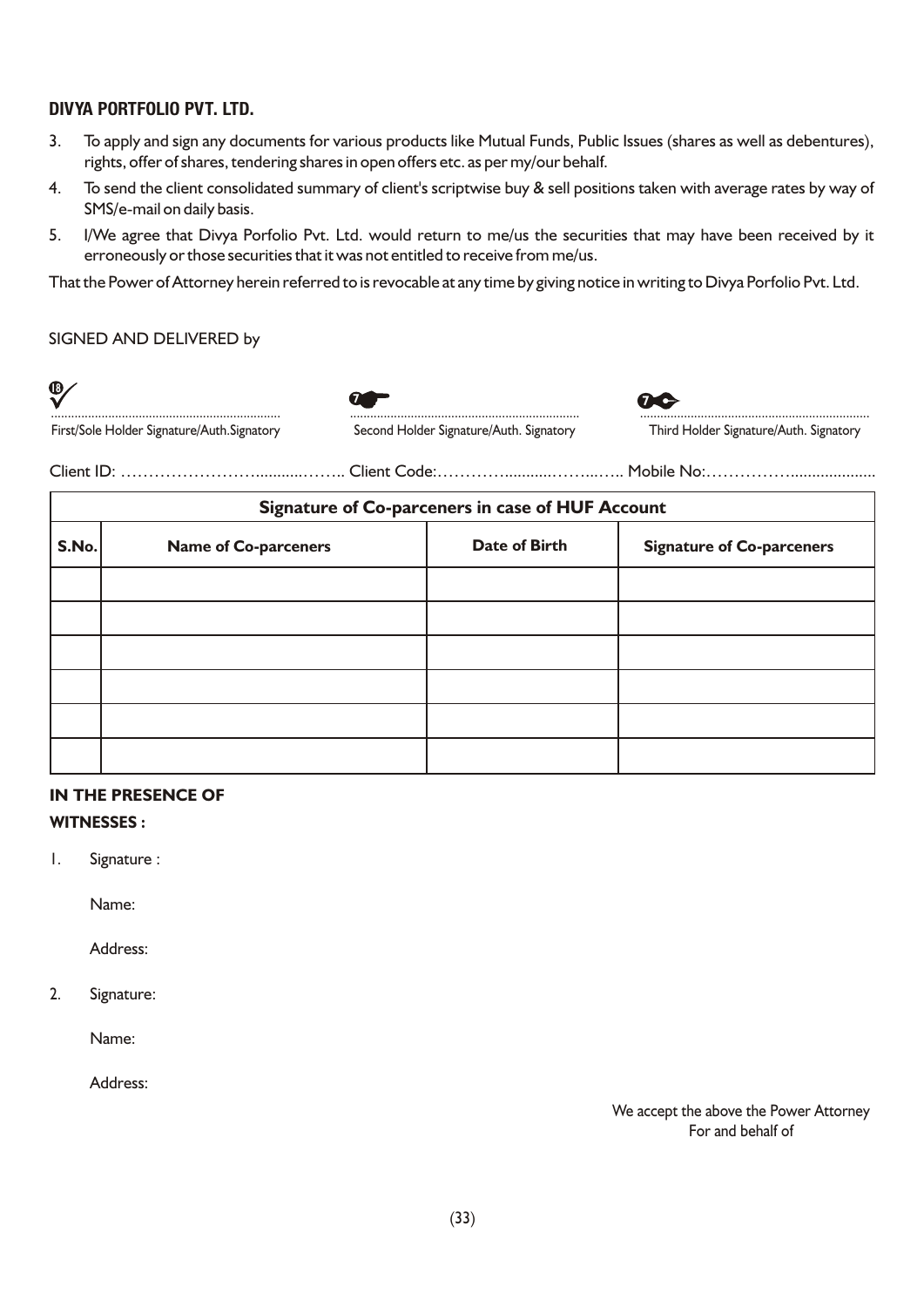**DIVYA PORTFOLIO PVT. LTD.**

3. To apply and sign any documents for various products like Mutual Funds, Public Issues (shares as well as debentures), rights, offer of shares, tendering shares in open offers etc. as per my/our behalf.
4. To send the client consolidated summary of client's scriptwise buy & sell positions taken with average rates by way of SMS/e-mail on daily basis.
5. I/We agree that Divya Porfolio Pvt. Ltd. would return to me/us the securities that may have been received by it erroneously or those securities that it was not entitled to receive from me/us.

That the Power of Attorney herein referred to is revocable at any time by giving notice in writing to Divya Porfolio Pvt. Ltd.

SIGNED AND DELIVERED by

| ................................................ | ................................................ | ................................................ |
|---|---|---|
| First/Sole Holder Signature/Auth.Signatory | Second Holder Signature/Auth. Signatory | Third Holder Signature/Auth. Signatory |

Client ID: ……………………..........…….. Client Code:………….........……..….. Mobile No:……………...................

| Signature of Co-parceners in case of HUF Account | | | |
|---|---|---|---|
| **S.No.** | **Name of Co-parceners** | **Date of Birth** | **Signature of Co-parceners** |
| | | | |
| | | | |
| | | | |
| | | | |
| | | | |
| | | | |

**IN THE PRESENCE OF**

**WITNESSES :**

1. Signature :

   Name:

   Address:

2. Signature:

   Name:

   Address:

We accept the above the Power Attorney
For and behalf of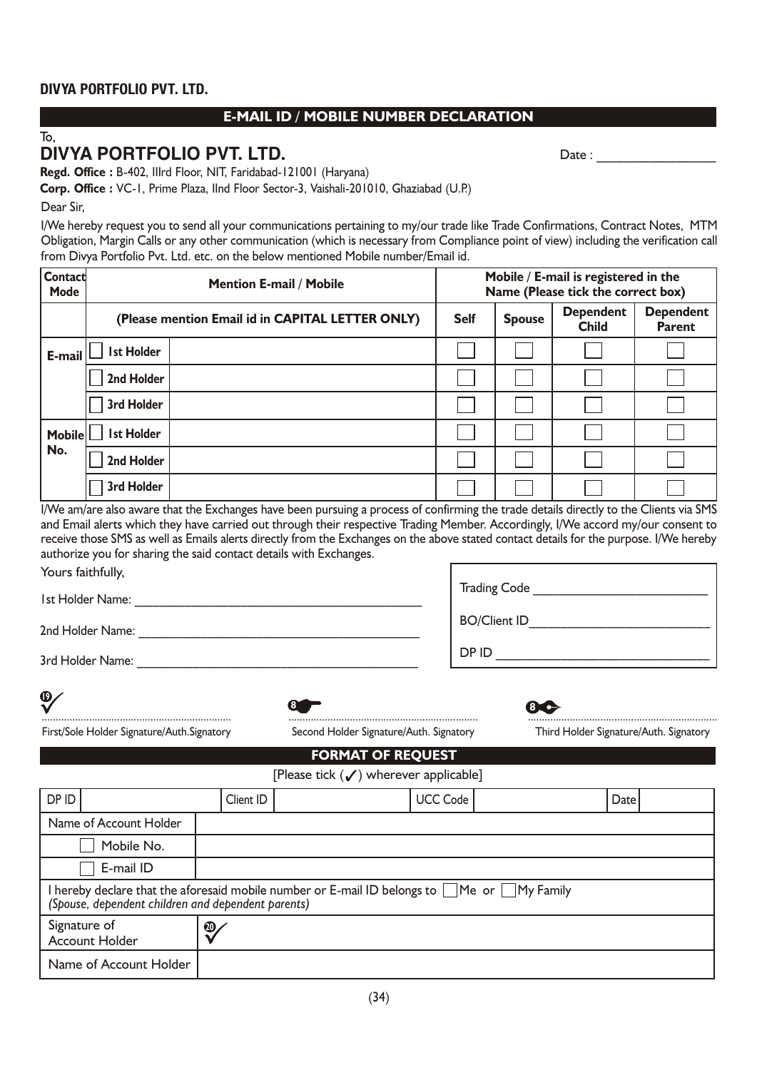**DIVYA PORTFOLIO PVT. LTD.**

## E-MAIL ID / MOBILE NUMBER DECLARATION

To,

**DIVYA PORTFOLIO PVT. LTD.**

Date : _______________

**Regd. Office :** B-402, IIIrd Floor, NIT, Faridabad-121001 (Haryana)

**Corp. Office :** VC-1, Prime Plaza, IInd Floor Sector-3, Vaishali-201010, Ghaziabad (U.P.)

Dear Sir,

I/We hereby request you to send all your communications pertaining to my/our trade like Trade Confirmations, Contract Notes, MTM Obligation, Margin Calls or any other communication (which is necessary from Compliance point of view) including the verification call from Divya Portfolio Pvt. Ltd. etc. on the below mentioned Mobile number/Email id.

| Contact Mode | Mention E-mail / Mobile | | Mobile / E-mail is registered in the Name (Please tick the correct box) | | | |
|---|---|---|---|---|---|---|
| | (Please mention Email id in CAPITAL LETTER ONLY) | | Self | Spouse | Dependent Child | Dependent Parent |
| E-mail | ☐ 1st Holder | | ☐ | ☐ | ☐ | ☐ |
| | ☐ 2nd Holder | | ☐ | ☐ | ☐ | ☐ |
| | ☐ 3rd Holder | | ☐ | ☐ | ☐ | ☐ |
| Mobile No. | ☐ 1st Holder | | ☐ | ☐ | ☐ | ☐ |
| | ☐ 2nd Holder | | ☐ | ☐ | ☐ | ☐ |
| | ☐ 3rd Holder | | ☐ | ☐ | ☐ | ☐ |

I/We am/are also aware that the Exchanges have been pursuing a process of confirming the trade details directly to the Clients via SMS and Email alerts which they have carried out through their respective Trading Member. Accordingly, I/We accord my/our consent to receive those SMS as well as Emails alerts directly from the Exchanges on the above stated contact details for the purpose. I/We hereby authorize you for sharing the said contact details with Exchanges.

Yours faithfully,

1st Holder Name: ______________________________

2nd Holder Name: ______________________________

3rd Holder Name: ______________________________

Trading Code ______________________

BO/Client ID______________________

DP ID ______________________

19 ✓ ..................................... First/Sole Holder Signature/Auth.Signatory

8 ..................................... Second Holder Signature/Auth. Signatory

8 ..................................... Third Holder Signature/Auth. Signatory

## FORMAT OF REQUEST

[Please tick (✓) wherever applicable]

| DP ID | | Client ID | | UCC Code | | Date | |
|---|---|---|---|---|---|---|---|
| Name of Account Holder | | | | | | | |
| ☐ Mobile No. | | | | | | | |
| ☐ E-mail ID | | | | | | | |

I hereby declare that the aforesaid mobile number or E-mail ID belongs to ☐ Me or ☐ My Family
*(Spouse, dependent children and dependent parents)*

| Signature of Account Holder | 20 ✓ |
|---|---|
| Name of Account Holder | |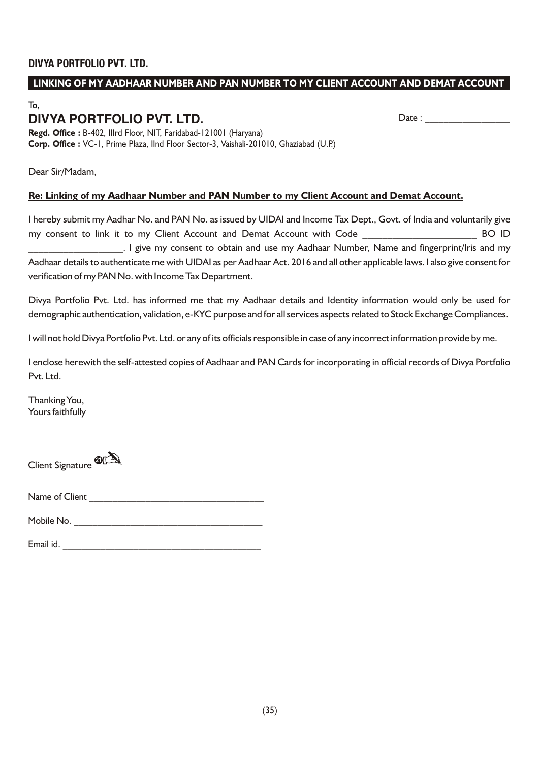**DIVYA PORTFOLIO PVT. LTD.**

## LINKING OF MY AADHAAR NUMBER AND PAN NUMBER TO MY CLIENT ACCOUNT AND DEMAT ACCOUNT

To,

**DIVYA PORTFOLIO PVT. LTD.**

Date : _________________

**Regd. Office :** B-402, IIIrd Floor, NIT, Faridabad-121001 (Haryana)
**Corp. Office :** VC-1, Prime Plaza, IInd Floor Sector-3, Vaishali-201010, Ghaziabad (U.P.)

Dear Sir/Madam,

**Re: Linking of my Aadhaar Number and PAN Number to my Client Account and Demat Account.**

I hereby submit my Aadhar No. and PAN No. as issued by UIDAI and Income Tax Dept., Govt. of India and voluntarily give my consent to link it to my Client Account and Demat Account with Code ______________________ BO ID __________________. I give my consent to obtain and use my Aadhaar Number, Name and fingerprint/Iris and my Aadhaar details to authenticate me with UIDAI as per Aadhaar Act. 2016 and all other applicable laws. I also give consent for verification of my PAN No. with Income Tax Department.

Divya Portfolio Pvt. Ltd. has informed me that my Aadhaar details and Identity information would only be used for demographic authentication, validation, e-KYC purpose and for all services aspects related to Stock Exchange Compliances.

I will not hold Divya Portfolio Pvt. Ltd. or any of its officials responsible in case of any incorrect information provide by me.

I enclose herewith the self-attested copies of Aadhaar and PAN Cards for incorporating in official records of Divya Portfolio Pvt. Ltd.

Thanking You,
Yours faithfully

Client Signature (21) ______________________________

Name of Client __________________________________

Mobile No. _____________________________________

Email id. _______________________________________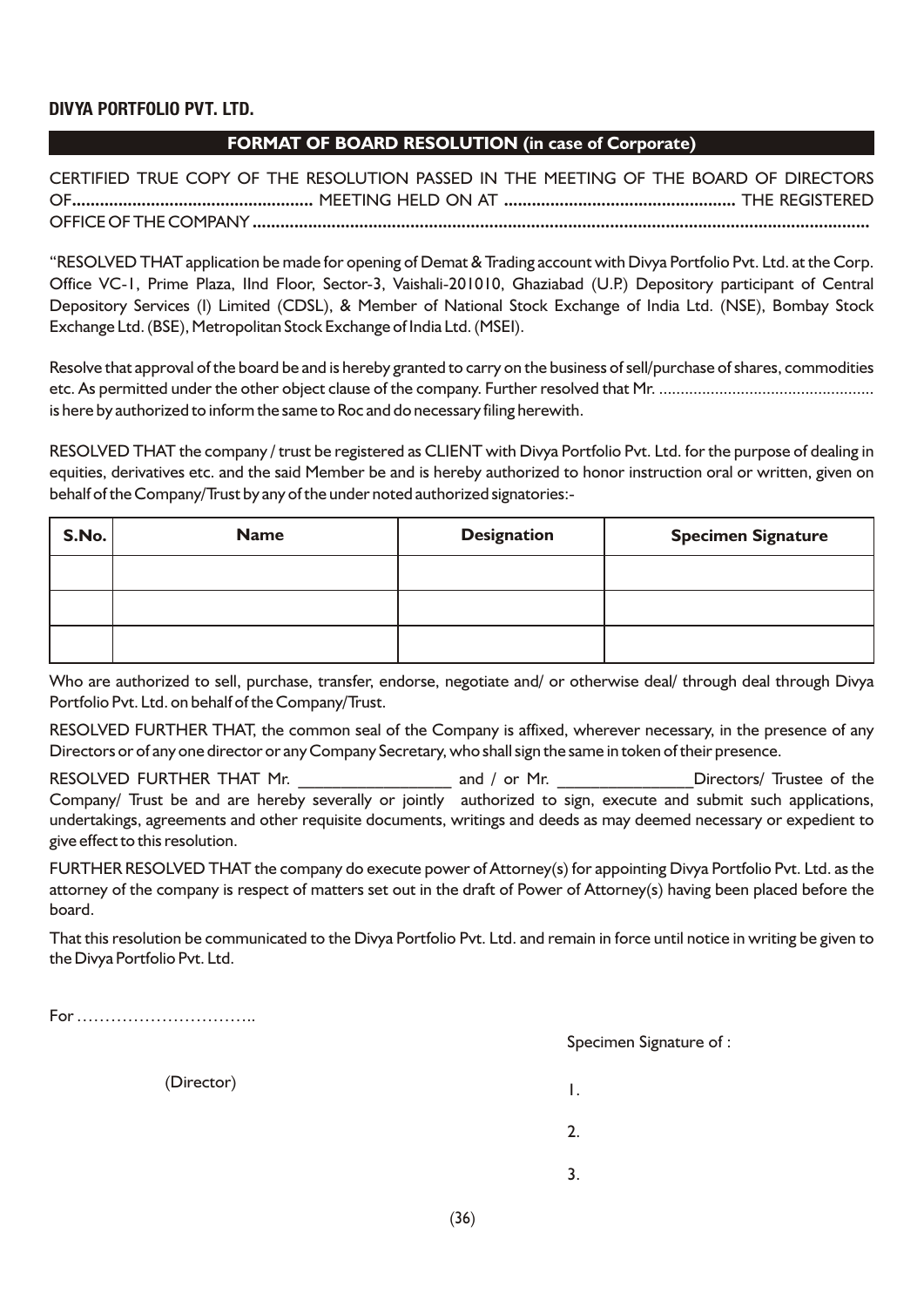**DIVYA PORTFOLIO PVT. LTD.**

## FORMAT OF BOARD RESOLUTION (in case of Corporate)

CERTIFIED TRUE COPY OF THE RESOLUTION PASSED IN THE MEETING OF THE BOARD OF DIRECTORS OF**....................................................** MEETING HELD ON AT **..................................................** THE REGISTERED OFFICE OF THE COMPANY **..................................................................................................................................**

"RESOLVED THAT application be made for opening of Demat & Trading account with Divya Portfolio Pvt. Ltd. at the Corp. Office VC-1, Prime Plaza, IInd Floor, Sector-3, Vaishali-201010, Ghaziabad (U.P.) Depository participant of Central Depository Services (I) Limited (CDSL), & Member of National Stock Exchange of India Ltd. (NSE), Bombay Stock Exchange Ltd. (BSE), Metropolitan Stock Exchange of India Ltd. (MSEI).

Resolve that approval of the board be and is hereby granted to carry on the business of sell/purchase of shares, commodities etc. As permitted under the other object clause of the company. Further resolved that Mr. ................................................. is here by authorized to inform the same to Roc and do necessary filing herewith.

RESOLVED THAT the company / trust be registered as CLIENT with Divya Portfolio Pvt. Ltd. for the purpose of dealing in equities, derivatives etc. and the said Member be and is hereby authorized to honor instruction oral or written, given on behalf of the Company/Trust by any of the under noted authorized signatories:-

| S.No. | Name | Designation | Specimen Signature |
|---|---|---|---|
| | | | |
| | | | |
| | | | |

Who are authorized to sell, purchase, transfer, endorse, negotiate and/ or otherwise deal/ through deal through Divya Portfolio Pvt. Ltd. on behalf of the Company/Trust.

RESOLVED FURTHER THAT, the common seal of the Company is affixed, wherever necessary, in the presence of any Directors or of any one director or any Company Secretary, who shall sign the same in token of their presence.

RESOLVED FURTHER THAT Mr. _________________ and / or Mr. _______________Directors/ Trustee of the Company/ Trust be and are hereby severally or jointly authorized to sign, execute and submit such applications, undertakings, agreements and other requisite documents, writings and deeds as may deemed necessary or expedient to give effect to this resolution.

FURTHER RESOLVED THAT the company do execute power of Attorney(s) for appointing Divya Portfolio Pvt. Ltd. as the attorney of the company is respect of matters set out in the draft of Power of Attorney(s) having been placed before the board.

That this resolution be communicated to the Divya Portfolio Pvt. Ltd. and remain in force until notice in writing be given to the Divya Portfolio Pvt. Ltd.

For …………………………..

(Director)

Specimen Signature of :

1.

2.

3.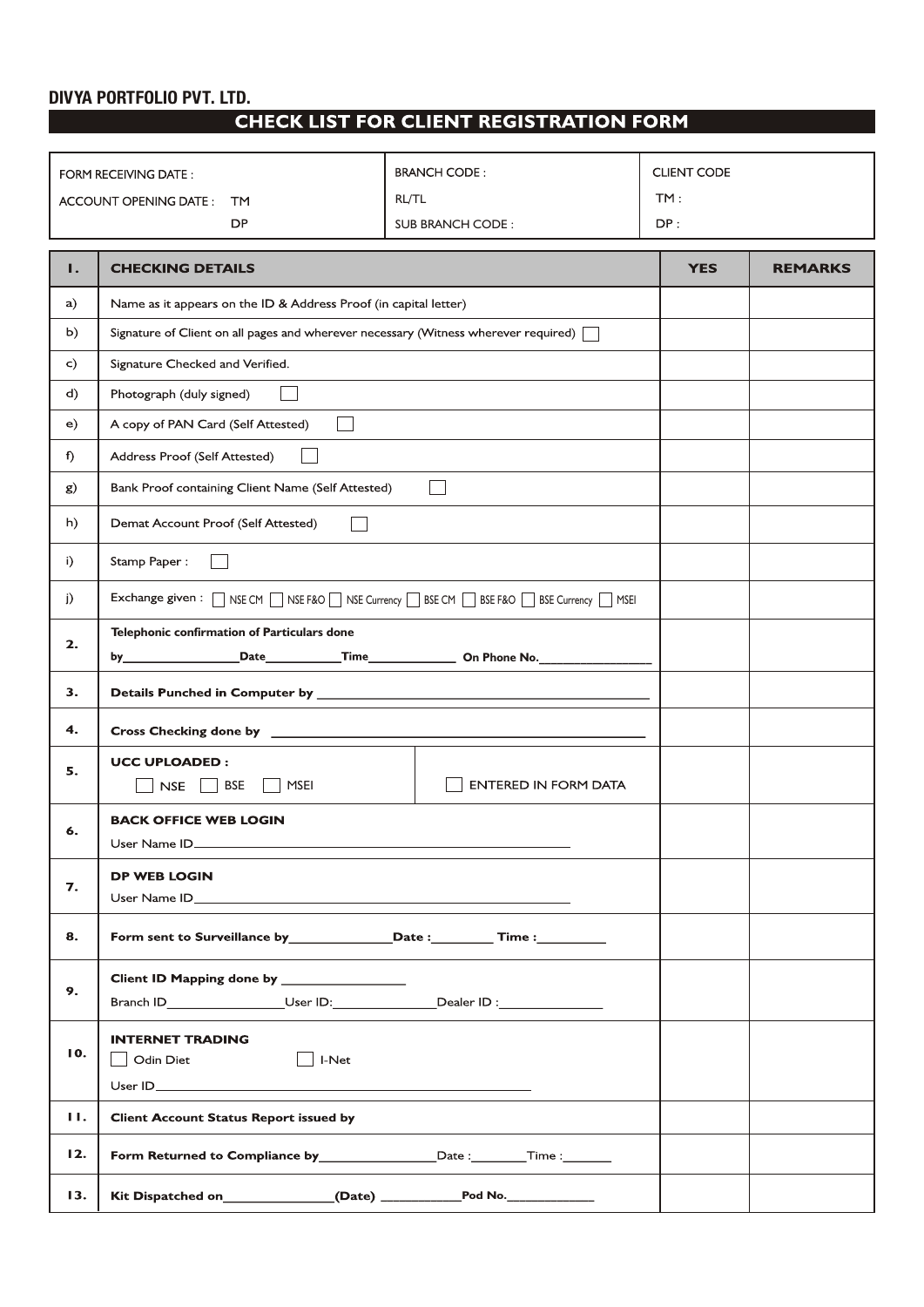**DIVYA PORTFOLIO PVT. LTD.**

# CHECK LIST FOR CLIENT REGISTRATION FORM

| FORM RECEIVING DATE :<br>ACCOUNT OPENING DATE : TM<br>DP | BRANCH CODE :<br>RL/TL<br>SUB BRANCH CODE : | CLIENT CODE<br>TM :<br>DP : |
|---|---|---|

| I. | CHECKING DETAILS | YES | REMARKS |
|---|---|---|---|
| a) | Name as it appears on the ID & Address Proof (in capital letter) | | |
| b) | Signature of Client on all pages and wherever necessary (Witness wherever required) ☐ | | |
| c) | Signature Checked and Verified. | | |
| d) | Photograph (duly signed) ☐ | | |
| e) | A copy of PAN Card (Self Attested) ☐ | | |
| f) | Address Proof (Self Attested) ☐ | | |
| g) | Bank Proof containing Client Name (Self Attested) ☐ | | |
| h) | Demat Account Proof (Self Attested) ☐ | | |
| i) | Stamp Paper : ☐ | | |
| j) | Exchange given : ☐ NSE CM ☐ NSE F&O ☐ NSE Currency ☐ BSE CM ☐ BSE F&O ☐ BSE Currency ☐ MSEI | | |
| 2. | **Telephonic confirmation of Particulars done**<br>**by\_\_\_\_\_\_\_\_\_\_ Date\_\_\_\_\_\_\_\_ Time\_\_\_\_\_\_\_\_ On Phone No.\_\_\_\_\_\_\_\_\_\_** | | |
| 3. | **Details Punched in Computer by \_\_\_\_\_\_\_\_\_\_\_\_\_\_\_\_\_\_\_\_** | | |
| 4. | **Cross Checking done by \_\_\_\_\_\_\_\_\_\_\_\_\_\_\_\_\_\_\_\_** | | |
| 5. | **UCC UPLOADED :**<br>☐ NSE ☐ BSE ☐ MSEI &nbsp;&nbsp;&nbsp; ☐ ENTERED IN FORM DATA | | |
| 6. | **BACK OFFICE WEB LOGIN**<br>User Name ID\_\_\_\_\_\_\_\_\_\_\_\_\_\_\_\_\_\_\_\_ | | |
| 7. | **DP WEB LOGIN**<br>User Name ID\_\_\_\_\_\_\_\_\_\_\_\_\_\_\_\_\_\_\_\_ | | |
| 8. | **Form sent to Surveillance by\_\_\_\_\_\_\_\_\_\_ Date :\_\_\_\_\_\_\_\_ Time :\_\_\_\_\_\_\_\_** | | |
| 9. | **Client ID Mapping done by \_\_\_\_\_\_\_\_\_\_**<br>Branch ID\_\_\_\_\_\_\_\_\_\_ User ID:\_\_\_\_\_\_\_\_\_\_ Dealer ID :\_\_\_\_\_\_\_\_\_\_ | | |
| 10. | **INTERNET TRADING**<br>☐ Odin Diet &nbsp;&nbsp;&nbsp; ☐ I-Net<br>User ID\_\_\_\_\_\_\_\_\_\_\_\_\_\_\_\_\_\_\_\_ | | |
| 11. | **Client Account Status Report issued by** | | |
| 12. | **Form Returned to Compliance by\_\_\_\_\_\_\_\_\_\_** Date :\_\_\_\_\_\_\_\_ Time :\_\_\_\_\_\_\_\_ | | |
| 13. | **Kit Dispatched on\_\_\_\_\_\_\_\_\_\_ (Date) \_\_\_\_\_\_\_\_\_\_ Pod No.\_\_\_\_\_\_\_\_\_\_** | | |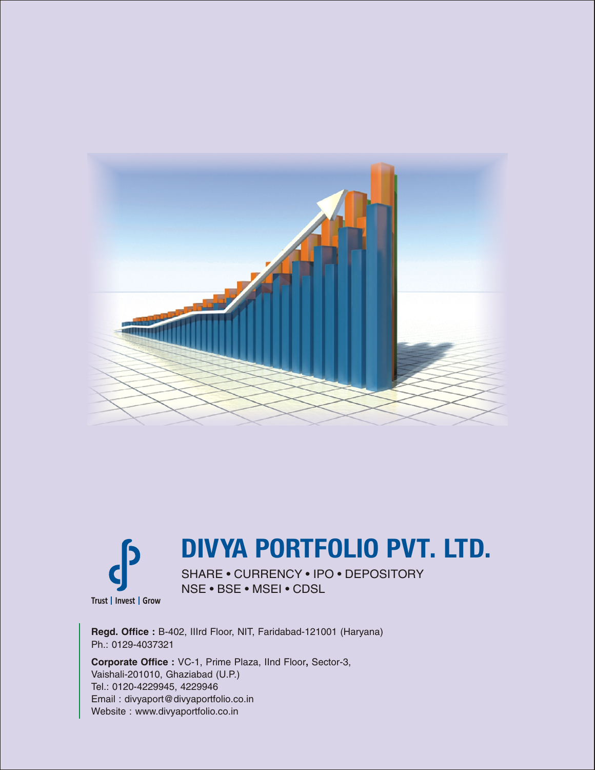# DIVYA PORTFOLIO PVT. LTD.

SHARE • CURRENCY • IPO • DEPOSITORY
NSE • BSE • MSEI • CDSL

Trust | Invest | Grow

**Regd. Office :** B-402, IIIrd Floor, NIT, Faridabad-121001 (Haryana)
Ph.: 0129-4037321

**Corporate Office :** VC-1, Prime Plaza, IInd Floor, Sector-3,
Vaishali-201010, Ghaziabad (U.P.)
Tel.: 0120-4229945, 4229946
Email : divyaport@divyaportfolio.co.in
Website : www.divyaportfolio.co.in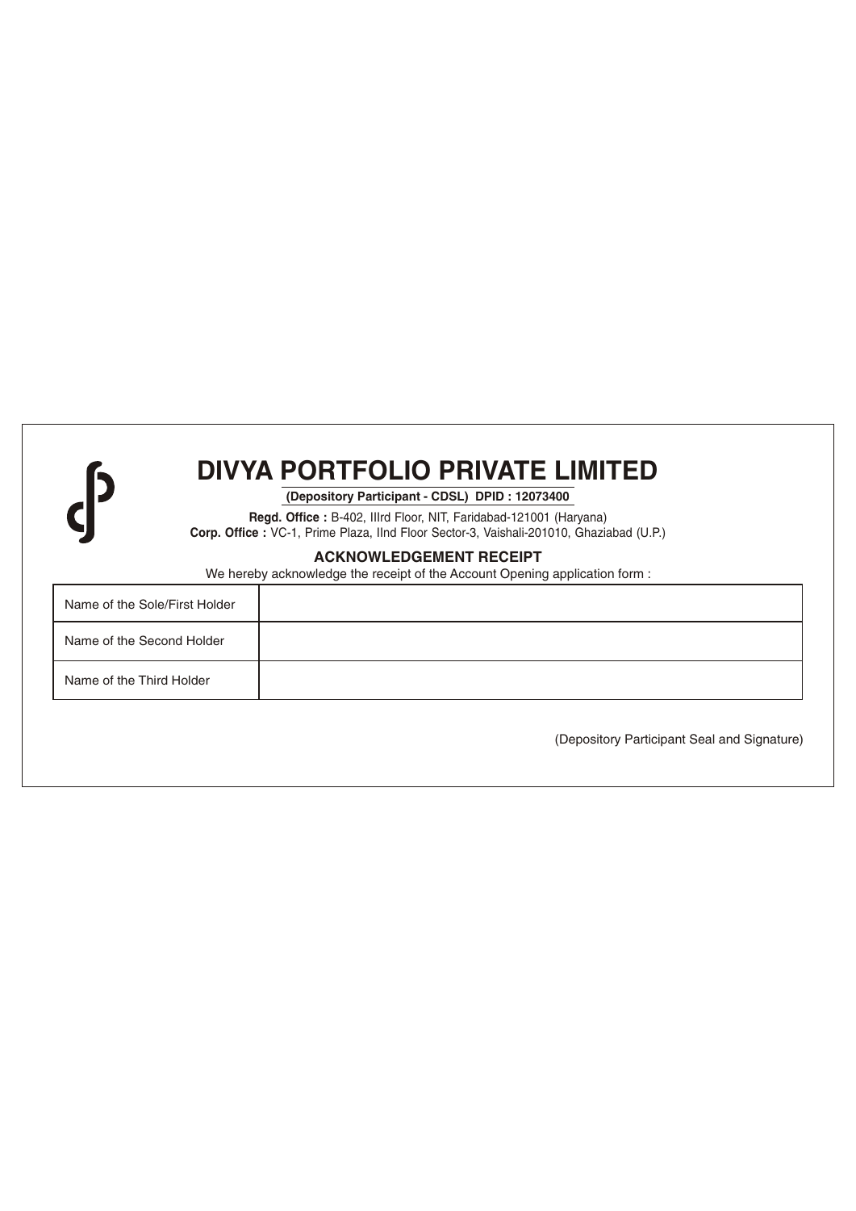# DIVYA PORTFOLIO PRIVATE LIMITED

**(Depository Participant - CDSL) DPID : 12073400**

**Regd. Office :** B-402, IIIrd Floor, NIT, Faridabad-121001 (Haryana)
**Corp. Office :** VC-1, Prime Plaza, IInd Floor Sector-3, Vaishali-201010, Ghaziabad (U.P.)

## ACKNOWLEDGEMENT RECEIPT

We hereby acknowledge the receipt of the Account Opening application form :

| | |
|---|---|
| Name of the Sole/First Holder | |
| Name of the Second Holder | |
| Name of the Third Holder | |

(Depository Participant Seal and Signature)